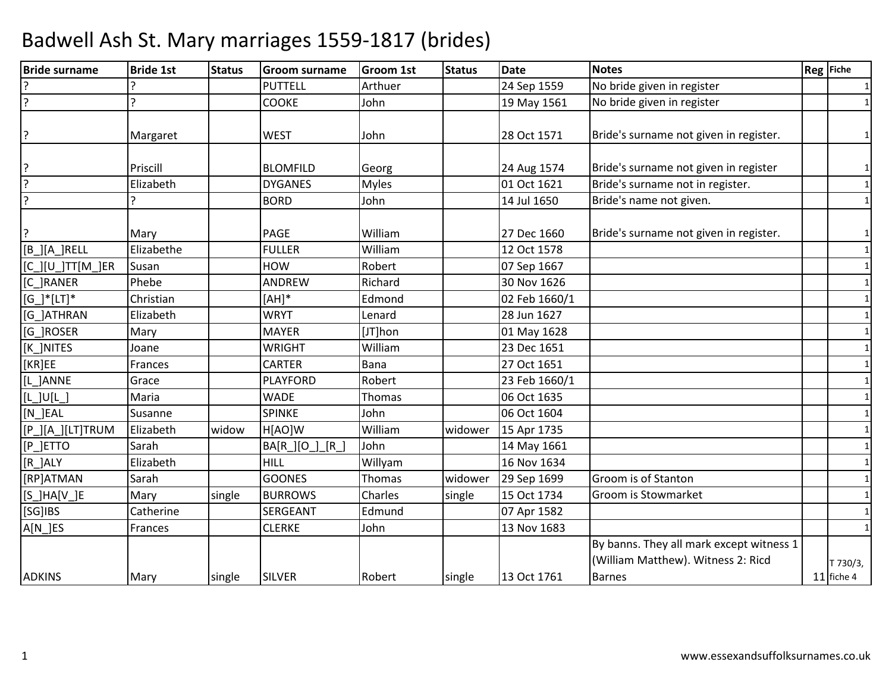# Badwell Ash St. Mary marriages 1559-1817 (brides)

| Bride surname | Bride 1st | Status | Groom surname | Groom 1st | Status | Date | Notes | Reg | Fiche |
|---|---|---|---|---|---|---|---|---|---|
| ? | ? | | PUTTELL | Arthuer | | 24 Sep 1559 | No bride given in register | | 1 |
| ? | ? | | COOKE | John | | 19 May 1561 | No bride given in register | | 1 |
| ? | Margaret | | WEST | John | | 28 Oct 1571 | Bride's surname not given in register. | | 1 |
| ? | Priscill | | BLOMFILD | Georg | | 24 Aug 1574 | Bride's surname not given in register | | 1 |
| ? | Elizabeth | | DYGANES | Myles | | 01 Oct 1621 | Bride's surname not in register. | | 1 |
| ? | ? | | BORD | John | | 14 Jul 1650 | Bride's name not given. | | 1 |
| ? | Mary | | PAGE | William | | 27 Dec 1660 | Bride's surname not given in register. | | 1 |
| [B_][A_]RELL | Elizabethe | | FULLER | William | | 12 Oct 1578 | | | 1 |
| [C_][U_]TT[M_]ER | Susan | | HOW | Robert | | 07 Sep 1667 | | | 1 |
| [C_]RANER | Phebe | | ANDREW | Richard | | 30 Nov 1626 | | | 1 |
| [G_]*[LT]* | Christian | | [AH]* | Edmond | | 02 Feb 1660/1 | | | 1 |
| [G_]ATHRAN | Elizabeth | | WRYT | Lenard | | 28 Jun 1627 | | | 1 |
| [G_]ROSER | Mary | | MAYER | [JT]hon | | 01 May 1628 | | | 1 |
| [K_]NITES | Joane | | WRIGHT | William | | 23 Dec 1651 | | | 1 |
| [KR]EE | Frances | | CARTER | Bana | | 27 Oct 1651 | | | 1 |
| [L_]ANNE | Grace | | PLAYFORD | Robert | | 23 Feb 1660/1 | | | 1 |
| [L_]U[L_] | Maria | | WADE | Thomas | | 06 Oct 1635 | | | 1 |
| [N_]EAL | Susanne | | SPINKE | John | | 06 Oct 1604 | | | 1 |
| [P_][A_][LT]TRUM | Elizabeth | widow | H[AO]W | William | widower | 15 Apr 1735 | | | 1 |
| [P_]ETTO | Sarah | | BA[R_][O_]_[R_] | John | | 14 May 1661 | | | 1 |
| [R_]ALY | Elizabeth | | HILL | Willyam | | 16 Nov 1634 | | | 1 |
| [RP]ATMAN | Sarah | | GOONES | Thomas | widower | 29 Sep 1699 | Groom is of Stanton | | 1 |
| [S_]HA[V_]E | Mary | single | BURROWS | Charles | single | 15 Oct 1734 | Groom is Stowmarket | | 1 |
| [SG]IBS | Catherine | | SERGEANT | Edmund | | 07 Apr 1582 | | | 1 |
| A[N_]ES | Frances | | CLERKE | John | | 13 Nov 1683 | | | 1 |
| ADKINS | Mary | single | SILVER | Robert | single | 13 Oct 1761 | By banns. They all mark except witness 1 (William Matthew). Witness 2: Ricd Barnes | 11 | T 730/3, fiche 4 |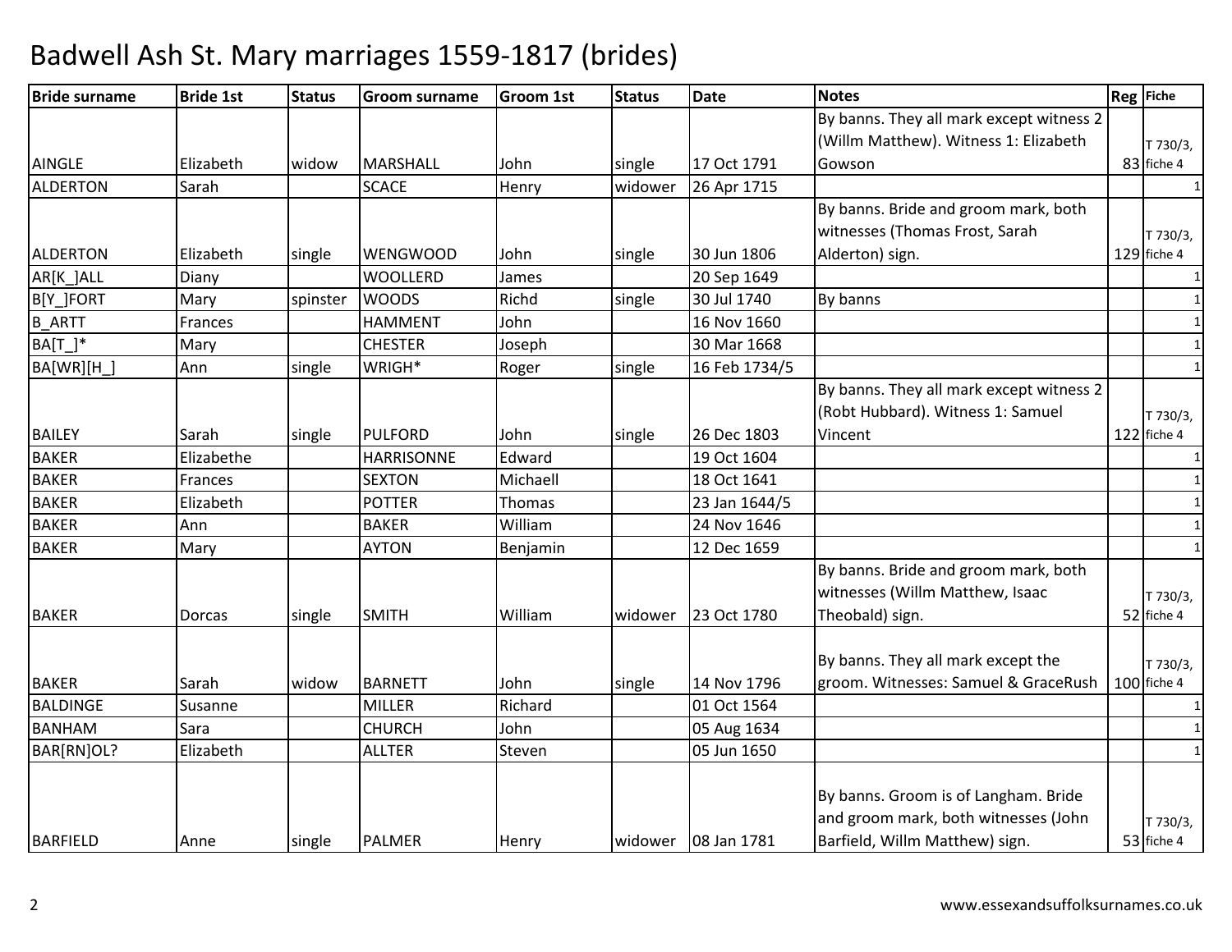# Badwell Ash St. Mary marriages 1559-1817 (brides)

| Bride surname | Bride 1st | Status | Groom surname | Groom 1st | Status | Date | Notes | Reg | Fiche |
|---|---|---|---|---|---|---|---|---|---|
| AINGLE | Elizabeth | widow | MARSHALL | John | single | 17 Oct 1791 | By banns. They all mark except witness 2 (Willm Matthew). Witness 1: Elizabeth Gowson | 83 | T 730/3, fiche 4 |
| ALDERTON | Sarah | | SCACE | Henry | widower | 26 Apr 1715 | | | 1 |
| ALDERTON | Elizabeth | single | WENGWOOD | John | single | 30 Jun 1806 | By banns. Bride and groom mark, both witnesses (Thomas Frost, Sarah Alderton) sign. | 129 | T 730/3, fiche 4 |
| AR[K_]ALL | Diany | | WOOLLERD | James | | 20 Sep 1649 | | | 1 |
| B[Y_]FORT | Mary | spinster | WOODS | Richd | single | 30 Jul 1740 | By banns | | 1 |
| B_ARTT | Frances | | HAMMENT | John | | 16 Nov 1660 | | | 1 |
| BA[T_]* | Mary | | CHESTER | Joseph | | 30 Mar 1668 | | | 1 |
| BA[WR][H_] | Ann | single | WRIGH* | Roger | single | 16 Feb 1734/5 | | | 1 |
| BAILEY | Sarah | single | PULFORD | John | single | 26 Dec 1803 | By banns. They all mark except witness 2 (Robt Hubbard). Witness 1: Samuel Vincent | 122 | T 730/3, fiche 4 |
| BAKER | Elizabethe | | HARRISONNE | Edward | | 19 Oct 1604 | | | 1 |
| BAKER | Frances | | SEXTON | Michaell | | 18 Oct 1641 | | | 1 |
| BAKER | Elizabeth | | POTTER | Thomas | | 23 Jan 1644/5 | | | 1 |
| BAKER | Ann | | BAKER | William | | 24 Nov 1646 | | | 1 |
| BAKER | Mary | | AYTON | Benjamin | | 12 Dec 1659 | | | 1 |
| BAKER | Dorcas | single | SMITH | William | widower | 23 Oct 1780 | By banns. Bride and groom mark, both witnesses (Willm Matthew, Isaac Theobald) sign. | 52 | T 730/3, fiche 4 |
| BAKER | Sarah | widow | BARNETT | John | single | 14 Nov 1796 | By banns. They all mark except the groom. Witnesses: Samuel & GraceRush | 100 | T 730/3, fiche 4 |
| BALDINGE | Susanne | | MILLER | Richard | | 01 Oct 1564 | | | 1 |
| BANHAM | Sara | | CHURCH | John | | 05 Aug 1634 | | | 1 |
| BAR[RN]OL? | Elizabeth | | ALLTER | Steven | | 05 Jun 1650 | | | 1 |
| BARFIELD | Anne | single | PALMER | Henry | widower | 08 Jan 1781 | By banns. Groom is of Langham. Bride and groom mark, both witnesses (John Barfield, Willm Matthew) sign. | 53 | T 730/3, fiche 4 |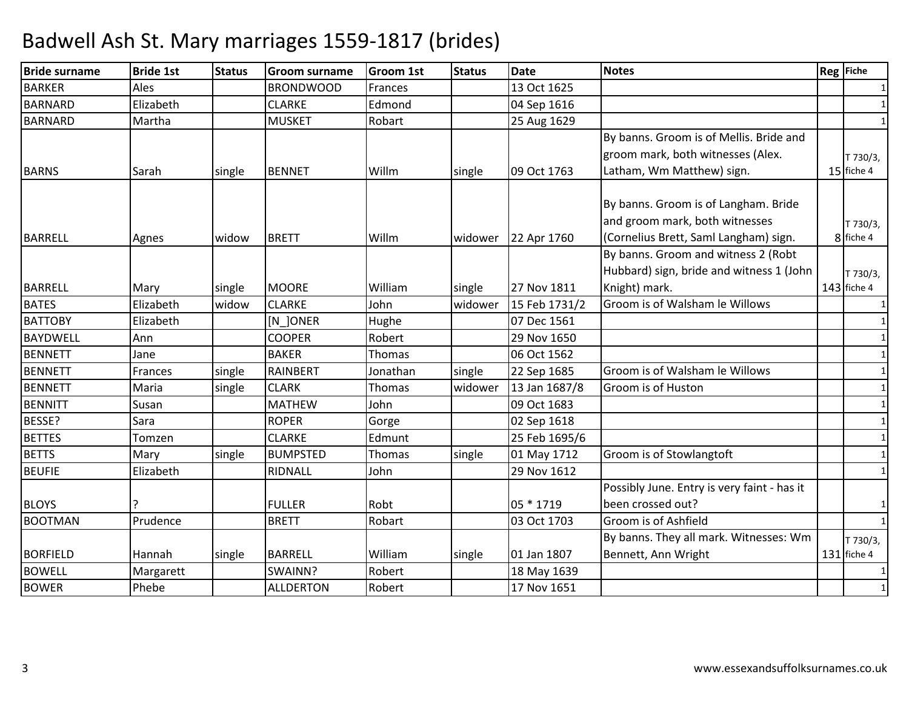# Badwell Ash St. Mary marriages 1559-1817 (brides)

| Bride surname | Bride 1st | Status | Groom surname | Groom 1st | Status | Date | Notes | Reg | Fiche |
|---|---|---|---|---|---|---|---|---|---|
| BARKER | Ales | | BRONDWOOD | Frances | | 13 Oct 1625 | | | 1 |
| BARNARD | Elizabeth | | CLARKE | Edmond | | 04 Sep 1616 | | | 1 |
| BARNARD | Martha | | MUSKET | Robart | | 25 Aug 1629 | | | 1 |
| BARNS | Sarah | single | BENNET | Willm | single | 09 Oct 1763 | By banns. Groom is of Mellis. Bride and groom mark, both witnesses (Alex. Latham, Wm Matthew) sign. | 15 | T 730/3, fiche 4 |
| BARRELL | Agnes | widow | BRETT | Willm | widower | 22 Apr 1760 | By banns. Groom is of Langham. Bride and groom mark, both witnesses (Cornelius Brett, Saml Langham) sign. | 8 | T 730/3, fiche 4 |
| BARRELL | Mary | single | MOORE | William | single | 27 Nov 1811 | By banns. Groom and witness 2 (Robt Hubbard) sign, bride and witness 1 (John Knight) mark. | 143 | T 730/3, fiche 4 |
| BATES | Elizabeth | widow | CLARKE | John | widower | 15 Feb 1731/2 | Groom is of Walsham le Willows | | 1 |
| BATTOBY | Elizabeth | | [N_]ONER | Hughe | | 07 Dec 1561 | | | 1 |
| BAYDWELL | Ann | | COOPER | Robert | | 29 Nov 1650 | | | 1 |
| BENNETT | Jane | | BAKER | Thomas | | 06 Oct 1562 | | | 1 |
| BENNETT | Frances | single | RAINBERT | Jonathan | single | 22 Sep 1685 | Groom is of Walsham le Willows | | 1 |
| BENNETT | Maria | single | CLARK | Thomas | widower | 13 Jan 1687/8 | Groom is of Huston | | 1 |
| BENNITT | Susan | | MATHEW | John | | 09 Oct 1683 | | | 1 |
| BESSE? | Sara | | ROPER | Gorge | | 02 Sep 1618 | | | 1 |
| BETTES | Tomzen | | CLARKE | Edmunt | | 25 Feb 1695/6 | | | 1 |
| BETTS | Mary | single | BUMPSTED | Thomas | single | 01 May 1712 | Groom is of Stowlangtoft | | 1 |
| BEUFIE | Elizabeth | | RIDNALL | John | | 29 Nov 1612 | | | 1 |
| BLOYS | ? | | FULLER | Robt | | 05 * 1719 | Possibly June. Entry is very faint - has it been crossed out? | | 1 |
| BOOTMAN | Prudence | | BRETT | Robart | | 03 Oct 1703 | Groom is of Ashfield | | 1 |
| BORFIELD | Hannah | single | BARRELL | William | single | 01 Jan 1807 | By banns. They all mark. Witnesses: Wm Bennett, Ann Wright | 131 | T 730/3, fiche 4 |
| BOWELL | Margarett | | SWAINN? | Robert | | 18 May 1639 | | | 1 |
| BOWER | Phebe | | ALLDERTON | Robert | | 17 Nov 1651 | | | 1 |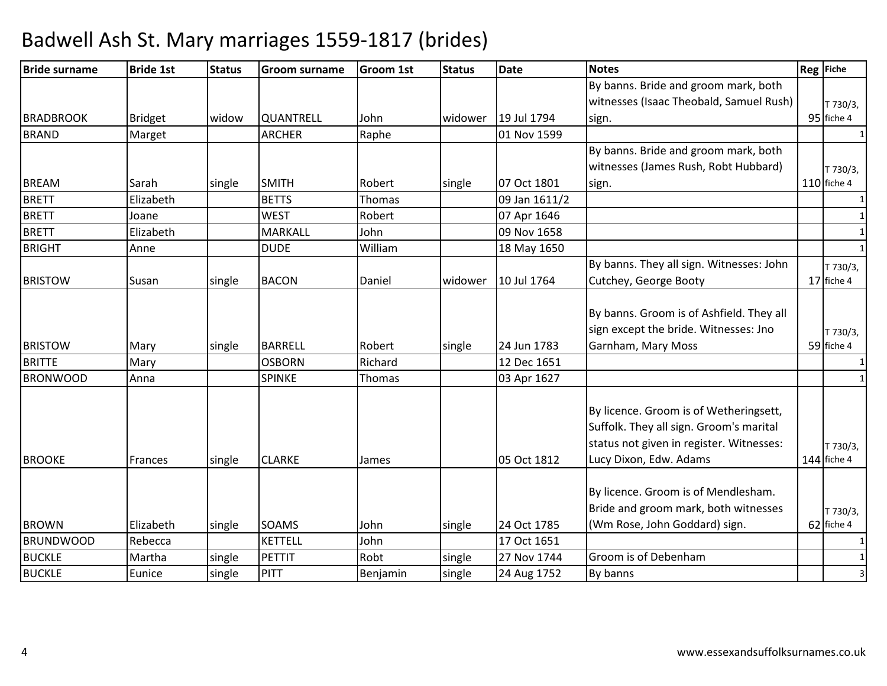# Badwell Ash St. Mary marriages 1559-1817 (brides)

| Bride surname | Bride 1st | Status | Groom surname | Groom 1st | Status | Date | Notes | Reg | Fiche |
|---|---|---|---|---|---|---|---|---|---|
| BRADBROOK | Bridget | widow | QUANTRELL | John | widower | 19 Jul 1794 | By banns. Bride and groom mark, both witnesses (Isaac Theobald, Samuel Rush) sign. | 95 | T 730/3, fiche 4 |
| BRAND | Marget | | ARCHER | Raphe | | 01 Nov 1599 | | | 1 |
| BREAM | Sarah | single | SMITH | Robert | single | 07 Oct 1801 | By banns. Bride and groom mark, both witnesses (James Rush, Robt Hubbard) sign. | 110 | T 730/3, fiche 4 |
| BRETT | Elizabeth | | BETTS | Thomas | | 09 Jan 1611/2 | | | 1 |
| BRETT | Joane | | WEST | Robert | | 07 Apr 1646 | | | 1 |
| BRETT | Elizabeth | | MARKALL | John | | 09 Nov 1658 | | | 1 |
| BRIGHT | Anne | | DUDE | William | | 18 May 1650 | | | 1 |
| BRISTOW | Susan | single | BACON | Daniel | widower | 10 Jul 1764 | By banns. They all sign. Witnesses: John Cutchey, George Booty | 17 | T 730/3, fiche 4 |
| BRISTOW | Mary | single | BARRELL | Robert | single | 24 Jun 1783 | By banns. Groom is of Ashfield. They all sign except the bride. Witnesses: Jno Garnham, Mary Moss | 59 | T 730/3, fiche 4 |
| BRITTE | Mary | | OSBORN | Richard | | 12 Dec 1651 | | | 1 |
| BRONWOOD | Anna | | SPINKE | Thomas | | 03 Apr 1627 | | | 1 |
| BROOKE | Frances | single | CLARKE | James | | 05 Oct 1812 | By licence. Groom is of Wetheringsett, Suffolk. They all sign. Groom's marital status not given in register. Witnesses: Lucy Dixon, Edw. Adams | 144 | T 730/3, fiche 4 |
| BROWN | Elizabeth | single | SOAMS | John | single | 24 Oct 1785 | By licence. Groom is of Mendlesham. Bride and groom mark, both witnesses (Wm Rose, John Goddard) sign. | 62 | T 730/3, fiche 4 |
| BRUNDWOOD | Rebecca | | KETTELL | John | | 17 Oct 1651 | | | 1 |
| BUCKLE | Martha | single | PETTIT | Robt | single | 27 Nov 1744 | Groom is of Debenham | | 1 |
| BUCKLE | Eunice | single | PITT | Benjamin | single | 24 Aug 1752 | By banns | | 3 |

www.essexandsuffolksurnames.co.uk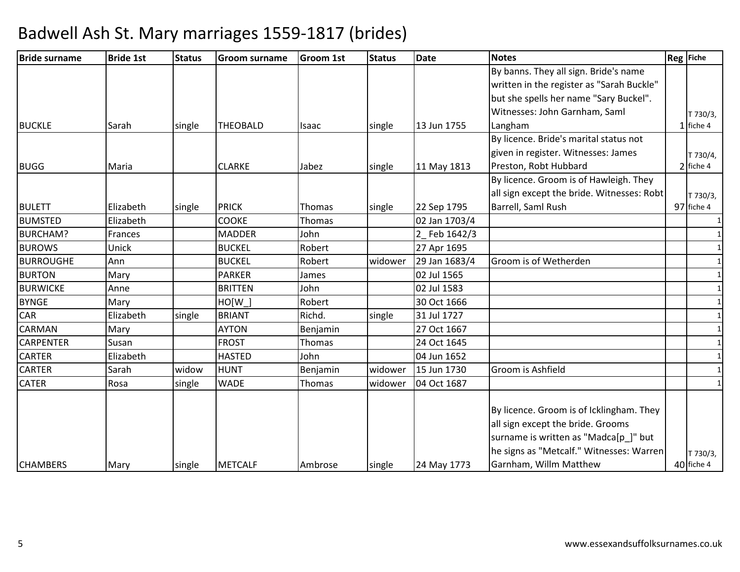# Badwell Ash St. Mary marriages 1559-1817 (brides)

| Bride surname | Bride 1st | Status | Groom surname | Groom 1st | Status | Date | Notes | Reg | Fiche |
|---|---|---|---|---|---|---|---|---|---|
| BUCKLE | Sarah | single | THEOBALD | Isaac | single | 13 Jun 1755 | By banns. They all sign. Bride's name written in the register as "Sarah Buckle" but she spells her name "Sary Buckel". Witnesses: John Garnham, Saml Langham | 1 | T 730/3, fiche 4 |
| BUGG | Maria | | CLARKE | Jabez | single | 11 May 1813 | By licence. Bride's marital status not given in register. Witnesses: James Preston, Robt Hubbard | 2 | T 730/4, fiche 4 |
| BULETT | Elizabeth | single | PRICK | Thomas | single | 22 Sep 1795 | By licence. Groom is of Hawleigh. They all sign except the bride. Witnesses: Robt Barrell, Saml Rush | 97 | T 730/3, fiche 4 |
| BUMSTED | Elizabeth | | COOKE | Thomas | | 02 Jan 1703/4 | | | 1 |
| BURCHAM? | Frances | | MADDER | John | | 2_ Feb 1642/3 | | | 1 |
| BUROWS | Unick | | BUCKEL | Robert | | 27 Apr 1695 | | | 1 |
| BURROUGHE | Ann | | BUCKEL | Robert | widower | 29 Jan 1683/4 | Groom is of Wetherden | | 1 |
| BURTON | Mary | | PARKER | James | | 02 Jul 1565 | | | 1 |
| BURWICKE | Anne | | BRITTEN | John | | 02 Jul 1583 | | | 1 |
| BYNGE | Mary | | HO[W_] | Robert | | 30 Oct 1666 | | | 1 |
| CAR | Elizabeth | single | BRIANT | Richd. | single | 31 Jul 1727 | | | 1 |
| CARMAN | Mary | | AYTON | Benjamin | | 27 Oct 1667 | | | 1 |
| CARPENTER | Susan | | FROST | Thomas | | 24 Oct 1645 | | | 1 |
| CARTER | Elizabeth | | HASTED | John | | 04 Jun 1652 | | | 1 |
| CARTER | Sarah | widow | HUNT | Benjamin | widower | 15 Jun 1730 | Groom is Ashfield | | 1 |
| CATER | Rosa | single | WADE | Thomas | widower | 04 Oct 1687 | | | 1 |
| CHAMBERS | Mary | single | METCALF | Ambrose | single | 24 May 1773 | By licence. Groom is of Icklingham. They all sign except the bride. Grooms surname is written as "Madca[p_]" but he signs as "Metcalf." Witnesses: Warren Garnham, Willm Matthew | 40 | T 730/3, fiche 4 |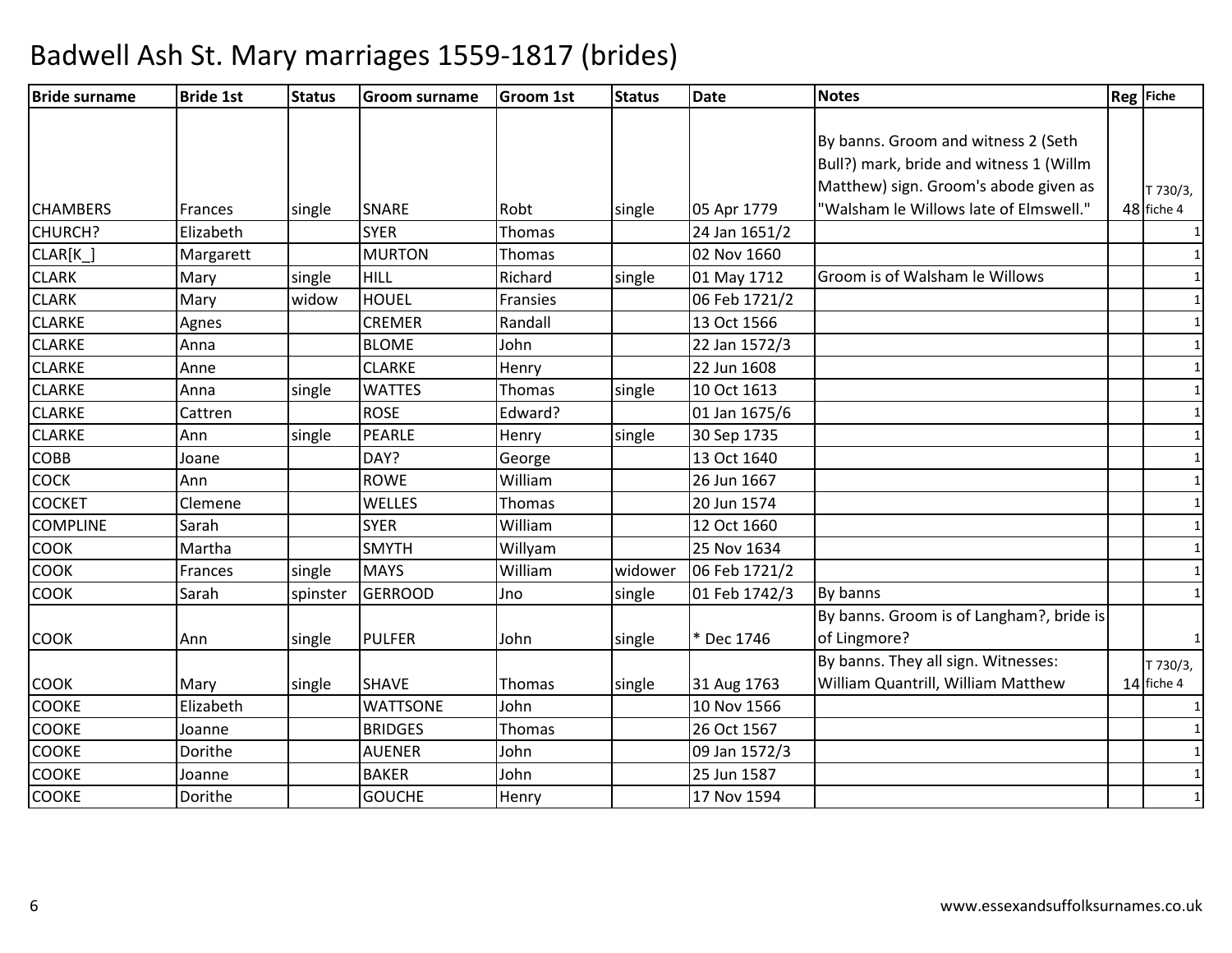# Badwell Ash St. Mary marriages 1559-1817 (brides)

| Bride surname | Bride 1st | Status | Groom surname | Groom 1st | Status | Date | Notes | Reg | Fiche |
|---|---|---|---|---|---|---|---|---|---|
| CHAMBERS | Frances | single | SNARE | Robt | single | 05 Apr 1779 | By banns. Groom and witness 2 (Seth Bull?) mark, bride and witness 1 (Willm Matthew) sign. Groom's abode given as "Walsham le Willows late of Elmswell." | 48 | T 730/3, fiche 4 |
| CHURCH? | Elizabeth | | SYER | Thomas | | 24 Jan 1651/2 | | | 1 |
| CLAR[K_] | Margarett | | MURTON | Thomas | | 02 Nov 1660 | | | 1 |
| CLARK | Mary | single | HILL | Richard | single | 01 May 1712 | Groom is of Walsham le Willows | | 1 |
| CLARK | Mary | widow | HOUEL | Fransies | | 06 Feb 1721/2 | | | 1 |
| CLARKE | Agnes | | CREMER | Randall | | 13 Oct 1566 | | | 1 |
| CLARKE | Anna | | BLOME | John | | 22 Jan 1572/3 | | | 1 |
| CLARKE | Anne | | CLARKE | Henry | | 22 Jun 1608 | | | 1 |
| CLARKE | Anna | single | WATTES | Thomas | single | 10 Oct 1613 | | | 1 |
| CLARKE | Cattren | | ROSE | Edward? | | 01 Jan 1675/6 | | | 1 |
| CLARKE | Ann | single | PEARLE | Henry | single | 30 Sep 1735 | | | 1 |
| COBB | Joane | | DAY? | George | | 13 Oct 1640 | | | 1 |
| COCK | Ann | | ROWE | William | | 26 Jun 1667 | | | 1 |
| COCKET | Clemene | | WELLES | Thomas | | 20 Jun 1574 | | | 1 |
| COMPLINE | Sarah | | SYER | William | | 12 Oct 1660 | | | 1 |
| COOK | Martha | | SMYTH | Willyam | | 25 Nov 1634 | | | 1 |
| COOK | Frances | single | MAYS | William | widower | 06 Feb 1721/2 | | | 1 |
| COOK | Sarah | spinster | GERROOD | Jno | single | 01 Feb 1742/3 | By banns | | 1 |
| COOK | Ann | single | PULFER | John | single | * Dec 1746 | By banns. Groom is of Langham?, bride is of Lingmore? | | 1 |
| COOK | Mary | single | SHAVE | Thomas | single | 31 Aug 1763 | By banns. They all sign. Witnesses: William Quantrill, William Matthew | 14 | T 730/3, fiche 4 |
| COOKE | Elizabeth | | WATTSONE | John | | 10 Nov 1566 | | | 1 |
| COOKE | Joanne | | BRIDGES | Thomas | | 26 Oct 1567 | | | 1 |
| COOKE | Dorithe | | AUENER | John | | 09 Jan 1572/3 | | | 1 |
| COOKE | Joanne | | BAKER | John | | 25 Jun 1587 | | | 1 |
| COOKE | Dorithe | | GOUCHE | Henry | | 17 Nov 1594 | | | 1 |

www.essexandsuffolksurnames.co.uk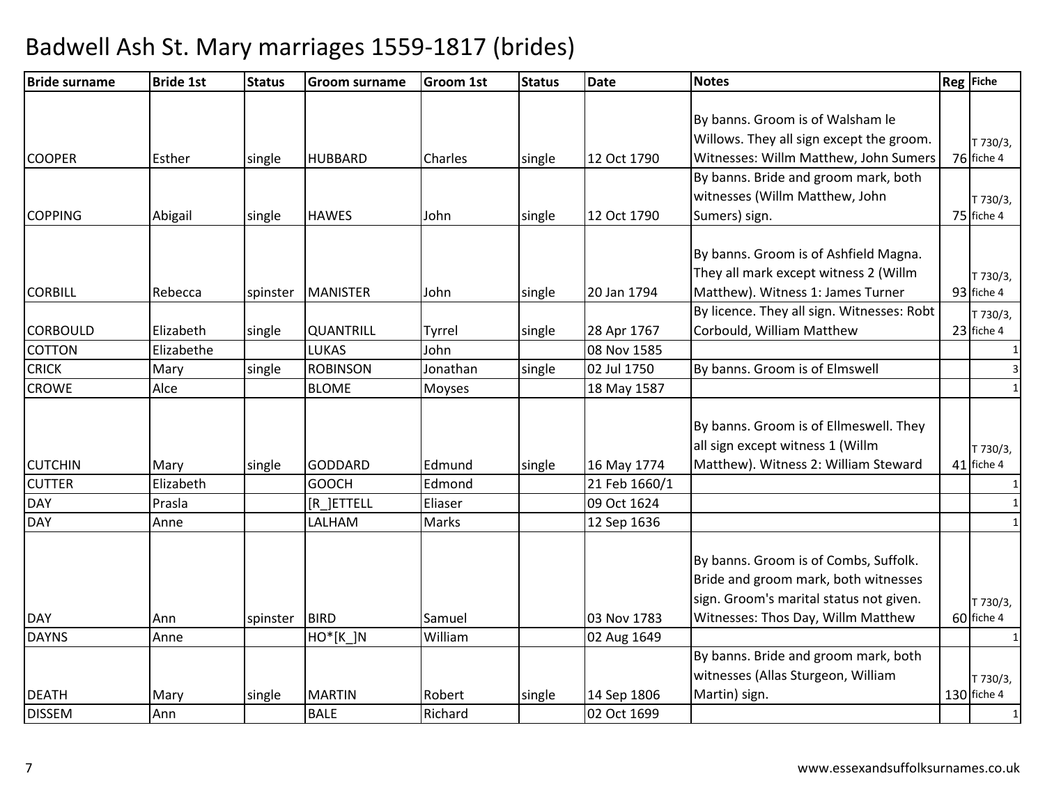# Badwell Ash St. Mary marriages 1559-1817 (brides)

| Bride surname | Bride 1st | Status | Groom surname | Groom 1st | Status | Date | Notes | Reg | Fiche |
|---|---|---|---|---|---|---|---|---|---|
| COOPER | Esther | single | HUBBARD | Charles | single | 12 Oct 1790 | By banns. Groom is of Walsham le Willows. They all sign except the groom. Witnesses: Willm Matthew, John Sumers | 76 | T 730/3, fiche 4 |
| COPPING | Abigail | single | HAWES | John | single | 12 Oct 1790 | By banns. Bride and groom mark, both witnesses (Willm Matthew, John Sumers) sign. | 75 | T 730/3, fiche 4 |
| CORBILL | Rebecca | spinster | MANISTER | John | single | 20 Jan 1794 | By banns. Groom is of Ashfield Magna. They all mark except witness 2 (Willm Matthew). Witness 1: James Turner | 93 | T 730/3, fiche 4 |
| CORBOULD | Elizabeth | single | QUANTRILL | Tyrrel | single | 28 Apr 1767 | By licence. They all sign. Witnesses: Robt Corbould, William Matthew | 23 | T 730/3, fiche 4 |
| COTTON | Elizabethe | | LUKAS | John | | 08 Nov 1585 | | | 1 |
| CRICK | Mary | single | ROBINSON | Jonathan | single | 02 Jul 1750 | By banns. Groom is of Elmswell | | 3 |
| CROWE | Alce | | BLOME | Moyses | | 18 May 1587 | | | 1 |
| CUTCHIN | Mary | single | GODDARD | Edmund | single | 16 May 1774 | By banns. Groom is of Ellmeswell. They all sign except witness 1 (Willm Matthew). Witness 2: William Steward | 41 | T 730/3, fiche 4 |
| CUTTER | Elizabeth | | GOOCH | Edmond | | 21 Feb 1660/1 | | | 1 |
| DAY | Prasla | | [R_]ETTELL | Eliaser | | 09 Oct 1624 | | | 1 |
| DAY | Anne | | LALHAM | Marks | | 12 Sep 1636 | | | 1 |
| DAY | Ann | spinster | BIRD | Samuel | | 03 Nov 1783 | By banns. Groom is of Combs, Suffolk. Bride and groom mark, both witnesses sign. Groom's marital status not given. Witnesses: Thos Day, Willm Matthew | 60 | T 730/3, fiche 4 |
| DAYNS | Anne | | HO*[K_]N | William | | 02 Aug 1649 | | | 1 |
| DEATH | Mary | single | MARTIN | Robert | single | 14 Sep 1806 | By banns. Bride and groom mark, both witnesses (Allas Sturgeon, William Martin) sign. | 130 | T 730/3, fiche 4 |
| DISSEM | Ann | | BALE | Richard | | 02 Oct 1699 | | | 1 |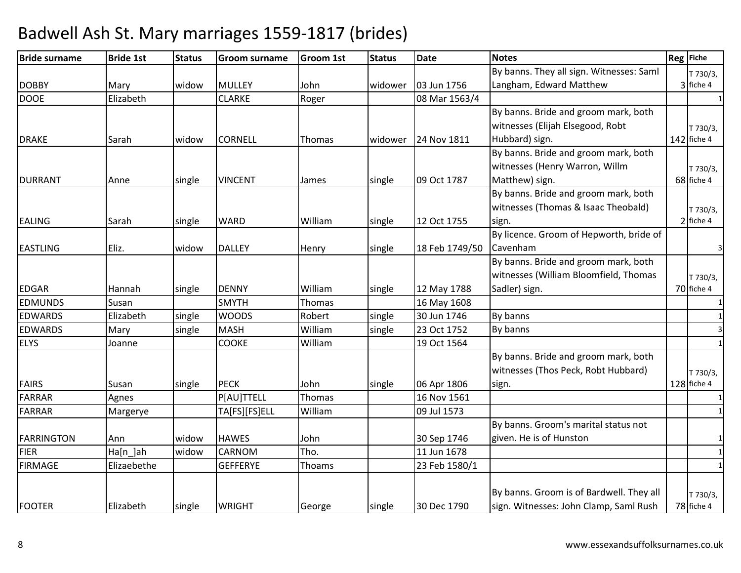# Badwell Ash St. Mary marriages 1559-1817 (brides)

| Bride surname | Bride 1st | Status | Groom surname | Groom 1st | Status | Date | Notes | Reg | Fiche |
|---|---|---|---|---|---|---|---|---|---|
| DOBBY | Mary | widow | MULLEY | John | widower | 03 Jun 1756 | By banns. They all sign. Witnesses: Saml Langham, Edward Matthew | 3 | T 730/3, fiche 4 |
| DOOE | Elizabeth | | CLARKE | Roger | | 08 Mar 1563/4 | | | 1 |
| DRAKE | Sarah | widow | CORNELL | Thomas | widower | 24 Nov 1811 | By banns. Bride and groom mark, both witnesses (Elijah Elsegood, Robt Hubbard) sign. | 142 | T 730/3, fiche 4 |
| DURRANT | Anne | single | VINCENT | James | single | 09 Oct 1787 | By banns. Bride and groom mark, both witnesses (Henry Warron, Willm Matthew) sign. | 68 | T 730/3, fiche 4 |
| EALING | Sarah | single | WARD | William | single | 12 Oct 1755 | By banns. Bride and groom mark, both witnesses (Thomas & Isaac Theobald) sign. | 2 | T 730/3, fiche 4 |
| EASTLING | Eliz. | widow | DALLEY | Henry | single | 18 Feb 1749/50 | By licence. Groom of Hepworth, bride of Cavenham | | 3 |
| EDGAR | Hannah | single | DENNY | William | single | 12 May 1788 | By banns. Bride and groom mark, both witnesses (William Bloomfield, Thomas Sadler) sign. | 70 | T 730/3, fiche 4 |
| EDMUNDS | Susan | | SMYTH | Thomas | | 16 May 1608 | | | 1 |
| EDWARDS | Elizabeth | single | WOODS | Robert | single | 30 Jun 1746 | By banns | | 1 |
| EDWARDS | Mary | single | MASH | William | single | 23 Oct 1752 | By banns | | 3 |
| ELYS | Joanne | | COOKE | William | | 19 Oct 1564 | | | 1 |
| FAIRS | Susan | single | PECK | John | single | 06 Apr 1806 | By banns. Bride and groom mark, both witnesses (Thos Peck, Robt Hubbard) sign. | 128 | T 730/3, fiche 4 |
| FARRAR | Agnes | | P[AU]TTELL | Thomas | | 16 Nov 1561 | | | 1 |
| FARRAR | Margerye | | TA[FS][FS]ELL | William | | 09 Jul 1573 | | | 1 |
| FARRINGTON | Ann | widow | HAWES | John | | 30 Sep 1746 | By banns. Groom's marital status not given. He is of Hunston | | 1 |
| FIER | Ha[n_]ah | widow | CARNOM | Tho. | | 11 Jun 1678 | | | 1 |
| FIRMAGE | Elizaebethe | | GEFFERYE | Thoams | | 23 Feb 1580/1 | | | 1 |
| FOOTER | Elizabeth | single | WRIGHT | George | single | 30 Dec 1790 | By banns. Groom is of Bardwell. They all sign. Witnesses: John Clamp, Saml Rush | 78 | T 730/3, fiche 4 |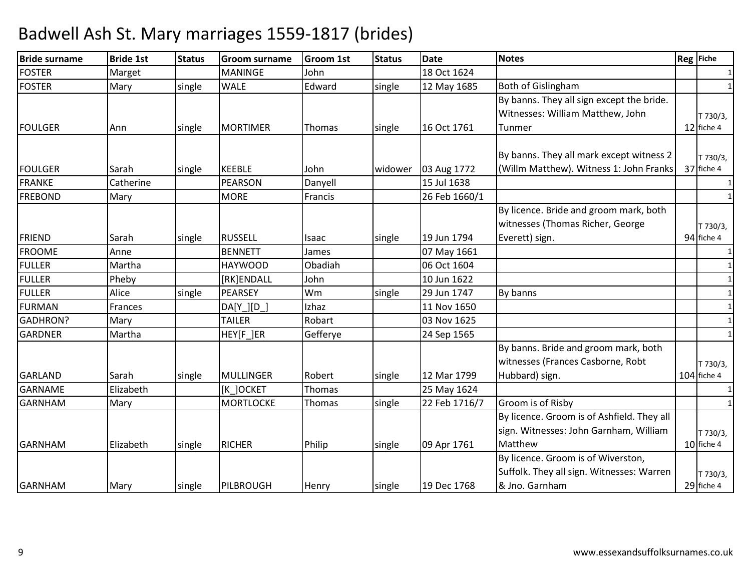# Badwell Ash St. Mary marriages 1559-1817 (brides)

| Bride surname | Bride 1st | Status | Groom surname | Groom 1st | Status | Date | Notes | Reg | Fiche |
|---|---|---|---|---|---|---|---|---|---|
| FOSTER | Marget | | MANINGE | John | | 18 Oct 1624 | | | 1 |
| FOSTER | Mary | single | WALE | Edward | single | 12 May 1685 | Both of Gislingham | | 1 |
| FOULGER | Ann | single | MORTIMER | Thomas | single | 16 Oct 1761 | By banns. They all sign except the bride. Witnesses: William Matthew, John Tunmer | 12 | T 730/3, fiche 4 |
| FOULGER | Sarah | single | KEEBLE | John | widower | 03 Aug 1772 | By banns. They all mark except witness 2 (Willm Matthew). Witness 1: John Franks | 37 | T 730/3, fiche 4 |
| FRANKE | Catherine | | PEARSON | Danyell | | 15 Jul 1638 | | | 1 |
| FREBOND | Mary | | MORE | Francis | | 26 Feb 1660/1 | | | 1 |
| FRIEND | Sarah | single | RUSSELL | Isaac | single | 19 Jun 1794 | By licence. Bride and groom mark, both witnesses (Thomas Richer, George Everett) sign. | 94 | T 730/3, fiche 4 |
| FROOME | Anne | | BENNETT | James | | 07 May 1661 | | | 1 |
| FULLER | Martha | | HAYWOOD | Obadiah | | 06 Oct 1604 | | | 1 |
| FULLER | Pheby | | [RK]ENDALL | John | | 10 Jun 1622 | | | 1 |
| FULLER | Alice | single | PEARSEY | Wm | single | 29 Jun 1747 | By banns | | 1 |
| FURMAN | Frances | | DA[Y_][D_] | Izhaz | | 11 Nov 1650 | | | 1 |
| GADHRON? | Mary | | TAILER | Robart | | 03 Nov 1625 | | | 1 |
| GARDNER | Martha | | HEY[F_]ER | Gefferye | | 24 Sep 1565 | | | 1 |
| GARLAND | Sarah | single | MULLINGER | Robert | single | 12 Mar 1799 | By banns. Bride and groom mark, both witnesses (Frances Casborne, Robt Hubbard) sign. | 104 | T 730/3, fiche 4 |
| GARNAME | Elizabeth | | [K_]OCKET | Thomas | | 25 May 1624 | | | 1 |
| GARNHAM | Mary | | MORTLOCKE | Thomas | single | 22 Feb 1716/7 | Groom is of Risby | | 1 |
| GARNHAM | Elizabeth | single | RICHER | Philip | single | 09 Apr 1761 | By licence. Groom is of Ashfield. They all sign. Witnesses: John Garnham, William Matthew | 10 | T 730/3, fiche 4 |
| GARNHAM | Mary | single | PILBROUGH | Henry | single | 19 Dec 1768 | By licence. Groom is of Wiverston, Suffolk. They all sign. Witnesses: Warren & Jno. Garnham | 29 | T 730/3, fiche 4 |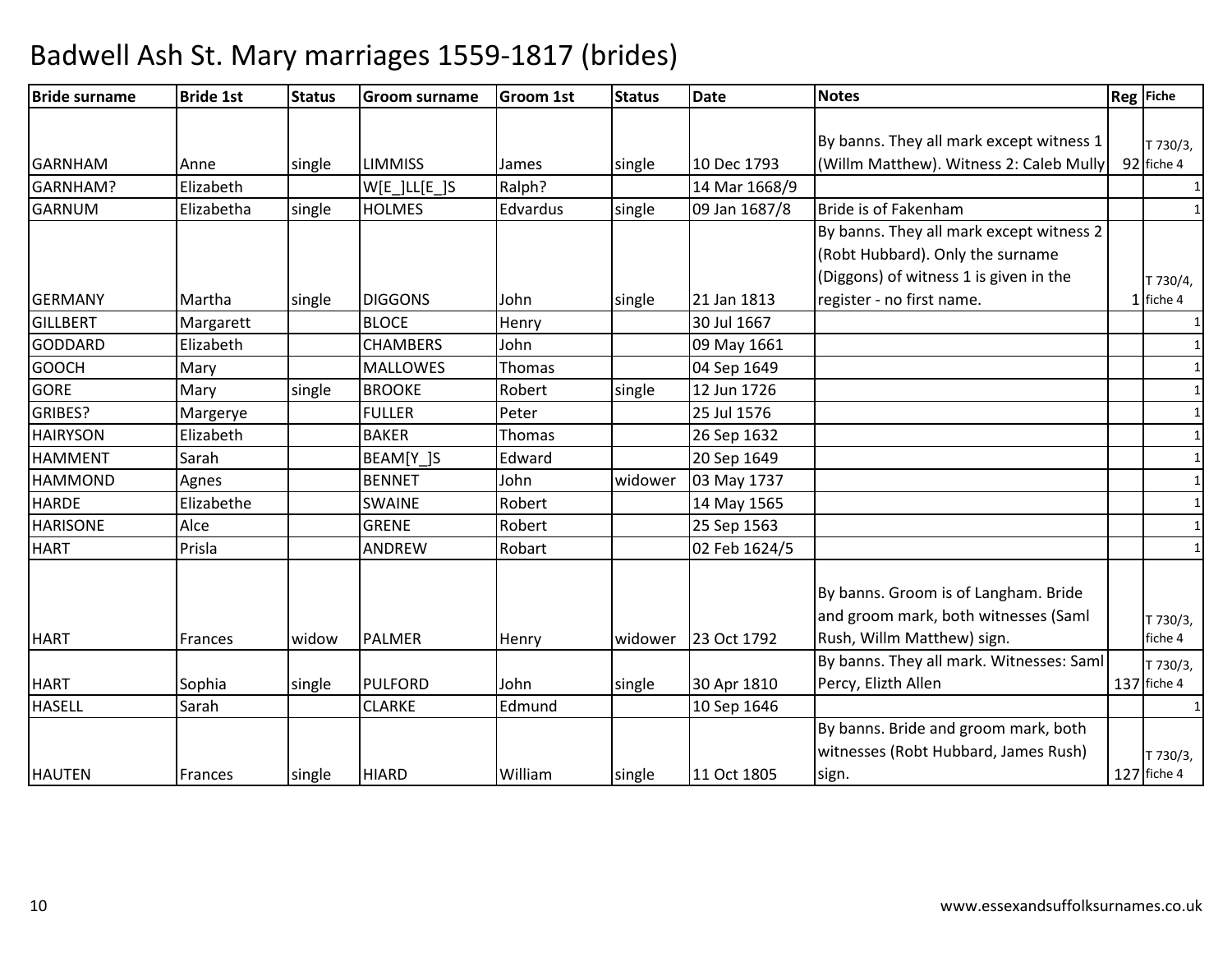# Badwell Ash St. Mary marriages 1559-1817 (brides)

| Bride surname | Bride 1st | Status | Groom surname | Groom 1st | Status | Date | Notes | Reg | Fiche |
|---|---|---|---|---|---|---|---|---|---|
| GARNHAM | Anne | single | LIMMISS | James | single | 10 Dec 1793 | By banns. They all mark except witness 1 (Willm Matthew). Witness 2: Caleb Mully | 92 | T 730/3, fiche 4 |
| GARNHAM? | Elizabeth | | W[E_]LL[E_]S | Ralph? | | 14 Mar 1668/9 | | | 1 |
| GARNUM | Elizabetha | single | HOLMES | Edvardus | single | 09 Jan 1687/8 | Bride is of Fakenham | | 1 |
| GERMANY | Martha | single | DIGGONS | John | single | 21 Jan 1813 | By banns. They all mark except witness 2 (Robt Hubbard). Only the surname (Diggons) of witness 1 is given in the register - no first name. | 1 | T 730/4, fiche 4 |
| GILLBERT | Margarett | | BLOCE | Henry | | 30 Jul 1667 | | | 1 |
| GODDARD | Elizabeth | | CHAMBERS | John | | 09 May 1661 | | | 1 |
| GOOCH | Mary | | MALLOWES | Thomas | | 04 Sep 1649 | | | 1 |
| GORE | Mary | single | BROOKE | Robert | single | 12 Jun 1726 | | | 1 |
| GRIBES? | Margerye | | FULLER | Peter | | 25 Jul 1576 | | | 1 |
| HAIRYSON | Elizabeth | | BAKER | Thomas | | 26 Sep 1632 | | | 1 |
| HAMMENT | Sarah | | BEAM[Y_]S | Edward | | 20 Sep 1649 | | | 1 |
| HAMMOND | Agnes | | BENNET | John | widower | 03 May 1737 | | | 1 |
| HARDE | Elizabethe | | SWAINE | Robert | | 14 May 1565 | | | 1 |
| HARISONE | Alce | | GRENE | Robert | | 25 Sep 1563 | | | 1 |
| HART | Prisla | | ANDREW | Robart | | 02 Feb 1624/5 | | | 1 |
| HART | Frances | widow | PALMER | Henry | widower | 23 Oct 1792 | By banns. Groom is of Langham. Bride and groom mark, both witnesses (Saml Rush, Willm Matthew) sign. | | T 730/3, fiche 4 |
| HART | Sophia | single | PULFORD | John | single | 30 Apr 1810 | By banns. They all mark. Witnesses: Saml Percy, Elizth Allen | 137 | T 730/3, fiche 4 |
| HASELL | Sarah | | CLARKE | Edmund | | 10 Sep 1646 | | | 1 |
| HAUTEN | Frances | single | HIARD | William | single | 11 Oct 1805 | By banns. Bride and groom mark, both witnesses (Robt Hubbard, James Rush) sign. | 127 | T 730/3, fiche 4 |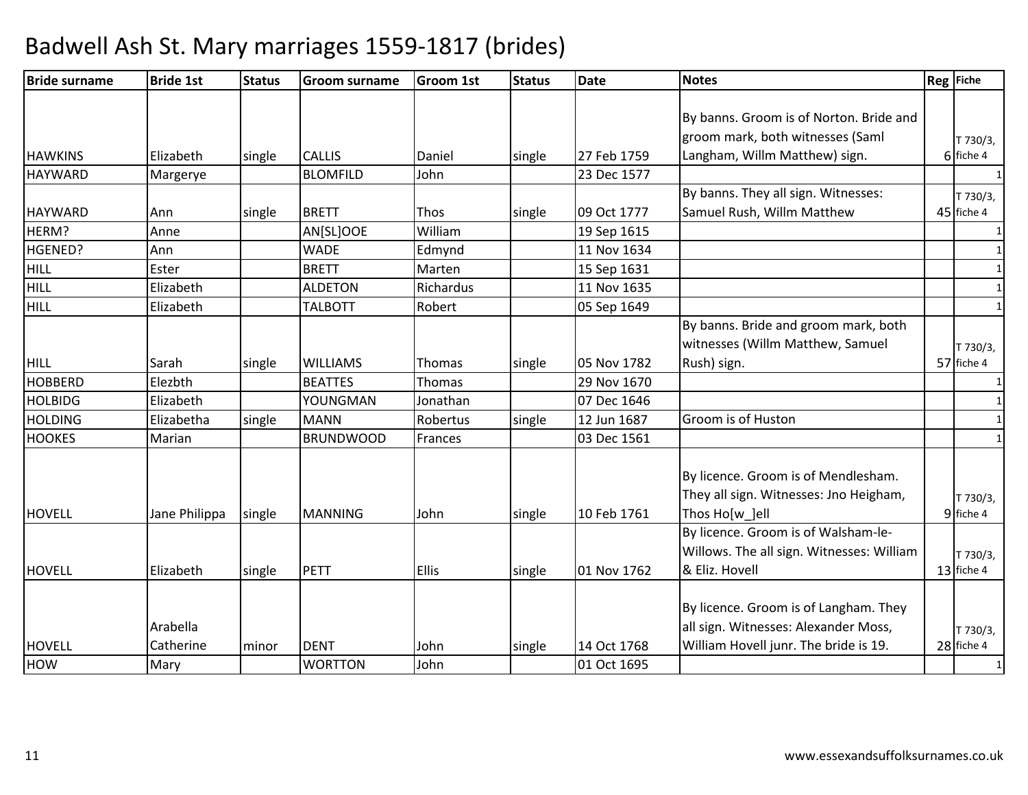# Badwell Ash St. Mary marriages 1559-1817 (brides)

| Bride surname | Bride 1st | Status | Groom surname | Groom 1st | Status | Date | Notes | Reg | Fiche |
|---|---|---|---|---|---|---|---|---|---|
| HAWKINS | Elizabeth | single | CALLIS | Daniel | single | 27 Feb 1759 | By banns. Groom is of Norton. Bride and groom mark, both witnesses (Saml Langham, Willm Matthew) sign. | 6 | T 730/3, fiche 4 |
| HAYWARD | Margerye | | BLOMFILD | John | | 23 Dec 1577 | | | 1 |
| HAYWARD | Ann | single | BRETT | Thos | single | 09 Oct 1777 | By banns. They all sign. Witnesses: Samuel Rush, Willm Matthew | 45 | T 730/3, fiche 4 |
| HERM? | Anne | | AN[SL]OOE | William | | 19 Sep 1615 | | | 1 |
| HGENED? | Ann | | WADE | Edmynd | | 11 Nov 1634 | | | 1 |
| HILL | Ester | | BRETT | Marten | | 15 Sep 1631 | | | 1 |
| HILL | Elizabeth | | ALDETON | Richardus | | 11 Nov 1635 | | | 1 |
| HILL | Elizabeth | | TALBOTT | Robert | | 05 Sep 1649 | | | 1 |
| HILL | Sarah | single | WILLIAMS | Thomas | single | 05 Nov 1782 | By banns. Bride and groom mark, both witnesses (Willm Matthew, Samuel Rush) sign. | 57 | T 730/3, fiche 4 |
| HOBBERD | Elezbth | | BEATTES | Thomas | | 29 Nov 1670 | | | 1 |
| HOLBIDG | Elizabeth | | YOUNGMAN | Jonathan | | 07 Dec 1646 | | | 1 |
| HOLDING | Elizabetha | single | MANN | Robertus | single | 12 Jun 1687 | Groom is of Huston | | 1 |
| HOOKES | Marian | | BRUNDWOOD | Frances | | 03 Dec 1561 | | | 1 |
| HOVELL | Jane Philippa | single | MANNING | John | single | 10 Feb 1761 | By licence. Groom is of Mendlesham. They all sign. Witnesses: Jno Heigham, Thos Ho[w_]ell | 9 | T 730/3, fiche 4 |
| HOVELL | Elizabeth | single | PETT | Ellis | single | 01 Nov 1762 | By licence. Groom is of Walsham-le-Willows. The all sign. Witnesses: William & Eliz. Hovell | 13 | T 730/3, fiche 4 |
| HOVELL | Arabella Catherine | minor | DENT | John | single | 14 Oct 1768 | By licence. Groom is of Langham. They all sign. Witnesses: Alexander Moss, William Hovell junr. The bride is 19. | 28 | T 730/3, fiche 4 |
| HOW | Mary | | WORTTON | John | | 01 Oct 1695 | | | 1 |

www.essexandsuffolksurnames.co.uk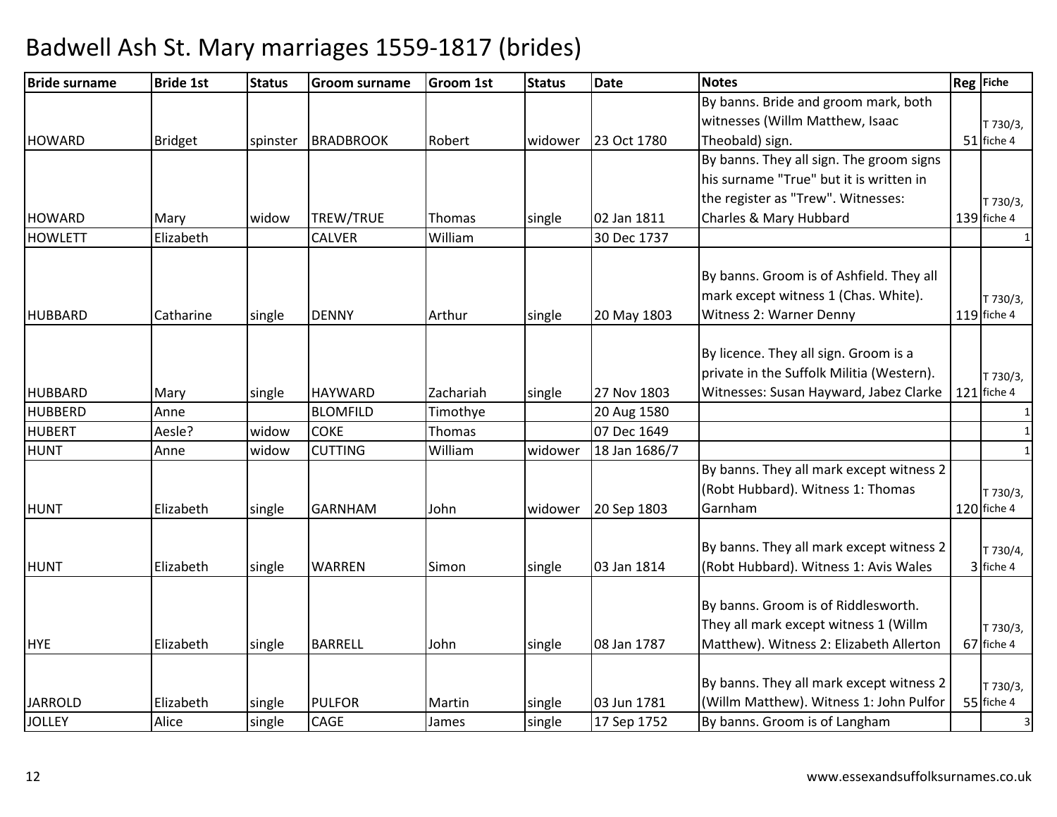# Badwell Ash St. Mary marriages 1559-1817 (brides)

| Bride surname | Bride 1st | Status | Groom surname | Groom 1st | Status | Date | Notes | Reg | Fiche |
|---|---|---|---|---|---|---|---|---|---|
| HOWARD | Bridget | spinster | BRADBROOK | Robert | widower | 23 Oct 1780 | By banns. Bride and groom mark, both witnesses (Willm Matthew, Isaac Theobald) sign. | 51 | T 730/3, fiche 4 |
| HOWARD | Mary | widow | TREW/TRUE | Thomas | single | 02 Jan 1811 | By banns. They all sign. The groom signs his surname "True" but it is written in the register as "Trew". Witnesses: Charles & Mary Hubbard | 139 | T 730/3, fiche 4 |
| HOWLETT | Elizabeth | | CALVER | William | | 30 Dec 1737 | | | 1 |
| HUBBARD | Catharine | single | DENNY | Arthur | single | 20 May 1803 | By banns. Groom is of Ashfield. They all mark except witness 1 (Chas. White). Witness 2: Warner Denny | 119 | T 730/3, fiche 4 |
| HUBBARD | Mary | single | HAYWARD | Zachariah | single | 27 Nov 1803 | By licence. They all sign. Groom is a private in the Suffolk Militia (Western). Witnesses: Susan Hayward, Jabez Clarke | 121 | T 730/3, fiche 4 |
| HUBBERD | Anne | | BLOMFILD | Timothye | | 20 Aug 1580 | | | 1 |
| HUBERT | Aesle? | widow | COKE | Thomas | | 07 Dec 1649 | | | 1 |
| HUNT | Anne | widow | CUTTING | William | widower | 18 Jan 1686/7 | | | 1 |
| HUNT | Elizabeth | single | GARNHAM | John | widower | 20 Sep 1803 | By banns. They all mark except witness 2 (Robt Hubbard). Witness 1: Thomas Garnham | 120 | T 730/3, fiche 4 |
| HUNT | Elizabeth | single | WARREN | Simon | single | 03 Jan 1814 | By banns. They all mark except witness 2 (Robt Hubbard). Witness 1: Avis Wales | 3 | T 730/4, fiche 4 |
| HYE | Elizabeth | single | BARRELL | John | single | 08 Jan 1787 | By banns. Groom is of Riddlesworth. They all mark except witness 1 (Willm Matthew). Witness 2: Elizabeth Allerton | 67 | T 730/3, fiche 4 |
| JARROLD | Elizabeth | single | PULFOR | Martin | single | 03 Jun 1781 | By banns. They all mark except witness 2 (Willm Matthew). Witness 1: John Pulfor | 55 | T 730/3, fiche 4 |
| JOLLEY | Alice | single | CAGE | James | single | 17 Sep 1752 | By banns. Groom is of Langham | | 3 |

www.essexandsuffolksurnames.co.uk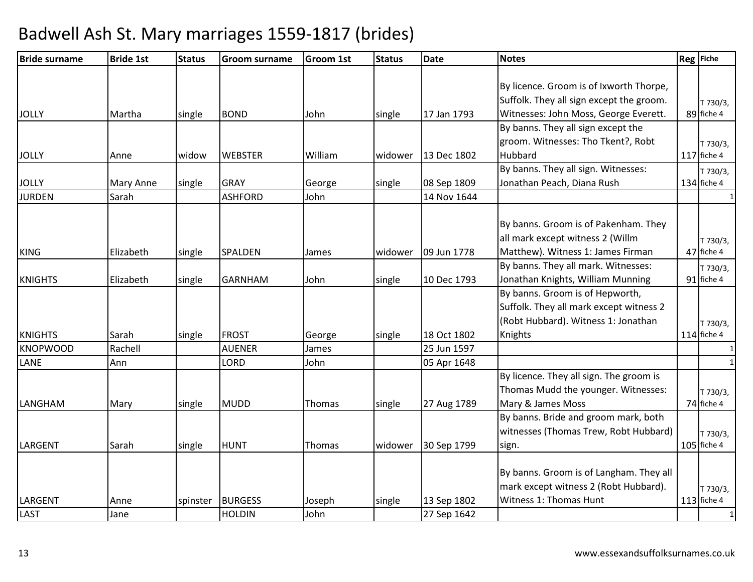# Badwell Ash St. Mary marriages 1559-1817 (brides)

| Bride surname | Bride 1st | Status | Groom surname | Groom 1st | Status | Date | Notes | Reg | Fiche |
|---|---|---|---|---|---|---|---|---|---|
| JOLLY | Martha | single | BOND | John | single | 17 Jan 1793 | By licence. Groom is of Ixworth Thorpe, Suffolk. They all sign except the groom. Witnesses: John Moss, George Everett. | 89 | T 730/3, fiche 4 |
| JOLLY | Anne | widow | WEBSTER | William | widower | 13 Dec 1802 | By banns. They all sign except the groom. Witnesses: Tho Tkent?, Robt Hubbard | 117 | T 730/3, fiche 4 |
| JOLLY | Mary Anne | single | GRAY | George | single | 08 Sep 1809 | By banns. They all sign. Witnesses: Jonathan Peach, Diana Rush | 134 | T 730/3, fiche 4 |
| JURDEN | Sarah | | ASHFORD | John | | 14 Nov 1644 | | | 1 |
| KING | Elizabeth | single | SPALDEN | James | widower | 09 Jun 1778 | By banns. Groom is of Pakenham. They all mark except witness 2 (Willm Matthew). Witness 1: James Firman | 47 | T 730/3, fiche 4 |
| KNIGHTS | Elizabeth | single | GARNHAM | John | single | 10 Dec 1793 | By banns. They all mark. Witnesses: Jonathan Knights, William Munning | 91 | T 730/3, fiche 4 |
| KNIGHTS | Sarah | single | FROST | George | single | 18 Oct 1802 | By banns. Groom is of Hepworth, Suffolk. They all mark except witness 2 (Robt Hubbard). Witness 1: Jonathan Knights | 114 | T 730/3, fiche 4 |
| KNOPWOOD | Rachell | | AUENER | James | | 25 Jun 1597 | | | 1 |
| LANE | Ann | | LORD | John | | 05 Apr 1648 | | | 1 |
| LANGHAM | Mary | single | MUDD | Thomas | single | 27 Aug 1789 | By licence. They all sign. The groom is Thomas Mudd the younger. Witnesses: Mary & James Moss | 74 | T 730/3, fiche 4 |
| LARGENT | Sarah | single | HUNT | Thomas | widower | 30 Sep 1799 | By banns. Bride and groom mark, both witnesses (Thomas Trew, Robt Hubbard) sign. | 105 | T 730/3, fiche 4 |
| LARGENT | Anne | spinster | BURGESS | Joseph | single | 13 Sep 1802 | By banns. Groom is of Langham. They all mark except witness 2 (Robt Hubbard). Witness 1: Thomas Hunt | 113 | T 730/3, fiche 4 |
| LAST | Jane | | HOLDIN | John | | 27 Sep 1642 | | | 1 |

www.essexandsuffolksurnames.co.uk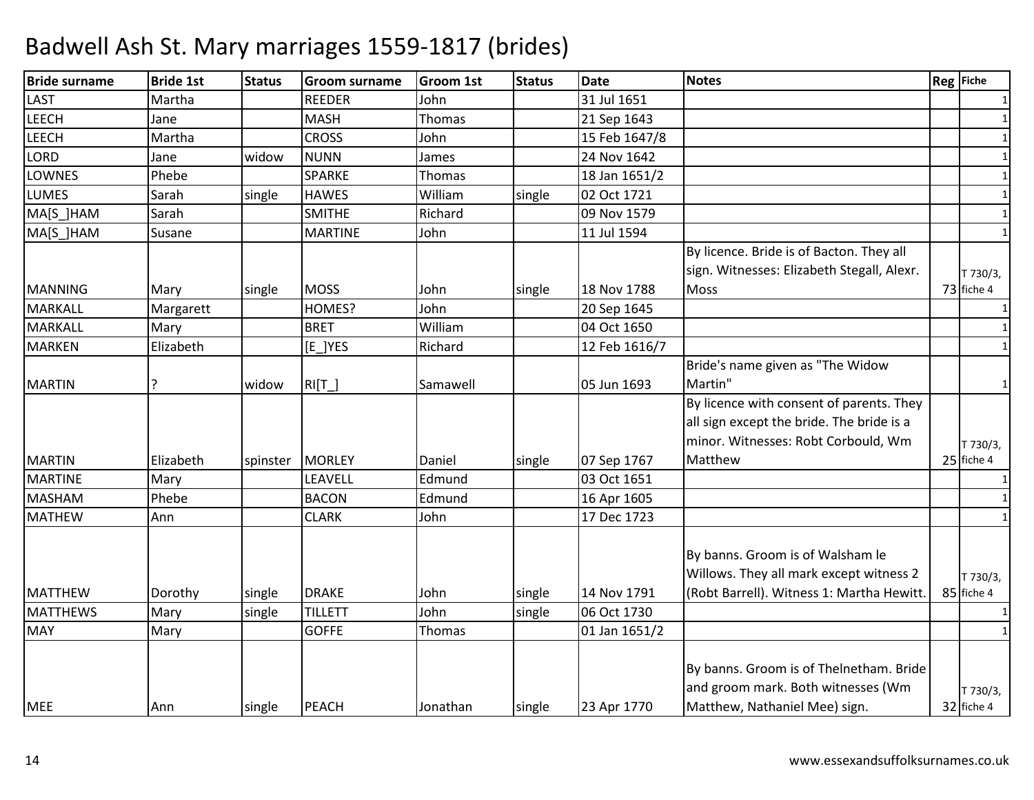# Badwell Ash St. Mary marriages 1559-1817 (brides)

| Bride surname | Bride 1st | Status | Groom surname | Groom 1st | Status | Date | Notes | Reg | Fiche |
|---|---|---|---|---|---|---|---|---|---|
| LAST | Martha | | REEDER | John | | 31 Jul 1651 | | | 1 |
| LEECH | Jane | | MASH | Thomas | | 21 Sep 1643 | | | 1 |
| LEECH | Martha | | CROSS | John | | 15 Feb 1647/8 | | | 1 |
| LORD | Jane | widow | NUNN | James | | 24 Nov 1642 | | | 1 |
| LOWNES | Phebe | | SPARKE | Thomas | | 18 Jan 1651/2 | | | 1 |
| LUMES | Sarah | single | HAWES | William | single | 02 Oct 1721 | | | 1 |
| MA[S_]HAM | Sarah | | SMITHE | Richard | | 09 Nov 1579 | | | 1 |
| MA[S_]HAM | Susane | | MARTINE | John | | 11 Jul 1594 | | | 1 |
| MANNING | Mary | single | MOSS | John | single | 18 Nov 1788 | By licence. Bride is of Bacton. They all sign. Witnesses: Elizabeth Stegall, Alexr. Moss | 73 | T 730/3, fiche 4 |
| MARKALL | Margarett | | HOMES? | John | | 20 Sep 1645 | | | 1 |
| MARKALL | Mary | | BRET | William | | 04 Oct 1650 | | | 1 |
| MARKEN | Elizabeth | | [E_]YES | Richard | | 12 Feb 1616/7 | | | 1 |
| MARTIN | ? | widow | RI[T_] | Samawell | | 05 Jun 1693 | Bride's name given as "The Widow Martin" | | 1 |
| MARTIN | Elizabeth | spinster | MORLEY | Daniel | single | 07 Sep 1767 | By licence with consent of parents. They all sign except the bride. The bride is a minor. Witnesses: Robt Corbould, Wm Matthew | 25 | T 730/3, fiche 4 |
| MARTINE | Mary | | LEAVELL | Edmund | | 03 Oct 1651 | | | 1 |
| MASHAM | Phebe | | BACON | Edmund | | 16 Apr 1605 | | | 1 |
| MATHEW | Ann | | CLARK | John | | 17 Dec 1723 | | | 1 |
| MATTHEW | Dorothy | single | DRAKE | John | single | 14 Nov 1791 | By banns. Groom is of Walsham le Willows. They all mark except witness 2 (Robt Barrell). Witness 1: Martha Hewitt. | 85 | T 730/3, fiche 4 |
| MATTHEWS | Mary | single | TILLETT | John | single | 06 Oct 1730 | | | 1 |
| MAY | Mary | | GOFFE | Thomas | | 01 Jan 1651/2 | | | 1 |
| MEE | Ann | single | PEACH | Jonathan | single | 23 Apr 1770 | By banns. Groom is of Thelnetham. Bride and groom mark. Both witnesses (Wm Matthew, Nathaniel Mee) sign. | 32 | T 730/3, fiche 4 |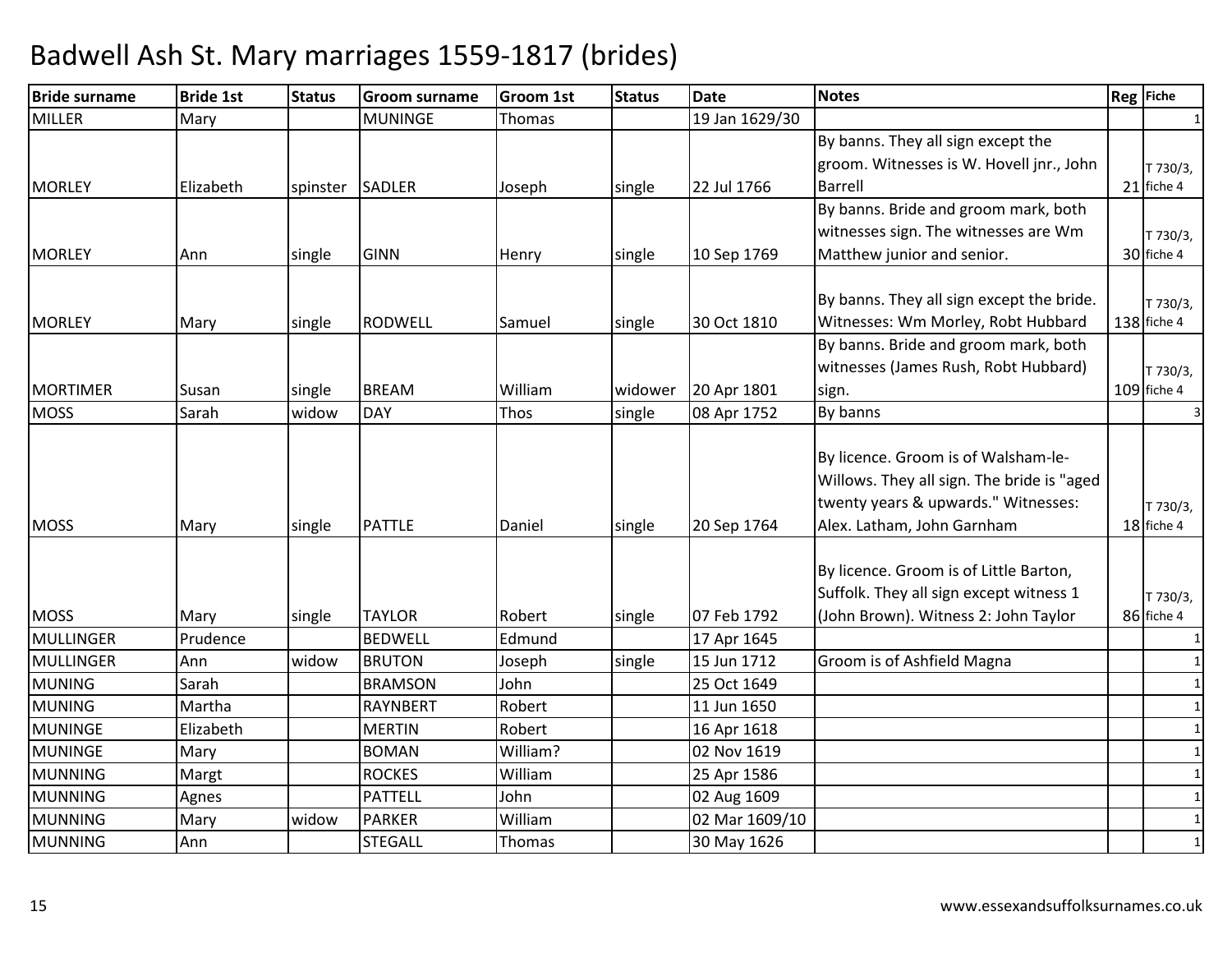# Badwell Ash St. Mary marriages 1559-1817 (brides)

| Bride surname | Bride 1st | Status | Groom surname | Groom 1st | Status | Date | Notes | Reg | Fiche |
|---|---|---|---|---|---|---|---|---|---|
| MILLER | Mary | | MUNINGE | Thomas | | 19 Jan 1629/30 | | | 1 |
| MORLEY | Elizabeth | spinster | SADLER | Joseph | single | 22 Jul 1766 | By banns. They all sign except the groom. Witnesses is W. Hovell jnr., John Barrell | 21 | T 730/3, fiche 4 |
| MORLEY | Ann | single | GINN | Henry | single | 10 Sep 1769 | By banns. Bride and groom mark, both witnesses sign. The witnesses are Wm Matthew junior and senior. | 30 | T 730/3, fiche 4 |
| MORLEY | Mary | single | RODWELL | Samuel | single | 30 Oct 1810 | By banns. They all sign except the bride. Witnesses: Wm Morley, Robt Hubbard | 138 | T 730/3, fiche 4 |
| MORTIMER | Susan | single | BREAM | William | widower | 20 Apr 1801 | By banns. Bride and groom mark, both witnesses (James Rush, Robt Hubbard) sign. | 109 | T 730/3, fiche 4 |
| MOSS | Sarah | widow | DAY | Thos | single | 08 Apr 1752 | By banns | | 3 |
| MOSS | Mary | single | PATTLE | Daniel | single | 20 Sep 1764 | By licence. Groom is of Walsham-le-Willows. They all sign. The bride is "aged twenty years & upwards." Witnesses: Alex. Latham, John Garnham | 18 | T 730/3, fiche 4 |
| MOSS | Mary | single | TAYLOR | Robert | single | 07 Feb 1792 | By licence. Groom is of Little Barton, Suffolk. They all sign except witness 1 (John Brown). Witness 2: John Taylor | 86 | T 730/3, fiche 4 |
| MULLINGER | Prudence | | BEDWELL | Edmund | | 17 Apr 1645 | | | 1 |
| MULLINGER | Ann | widow | BRUTON | Joseph | single | 15 Jun 1712 | Groom is of Ashfield Magna | | 1 |
| MUNING | Sarah | | BRAMSON | John | | 25 Oct 1649 | | | 1 |
| MUNING | Martha | | RAYNBERT | Robert | | 11 Jun 1650 | | | 1 |
| MUNINGE | Elizabeth | | MERTIN | Robert | | 16 Apr 1618 | | | 1 |
| MUNINGE | Mary | | BOMAN | William? | | 02 Nov 1619 | | | 1 |
| MUNNING | Margt | | ROCKES | William | | 25 Apr 1586 | | | 1 |
| MUNNING | Agnes | | PATTELL | John | | 02 Aug 1609 | | | 1 |
| MUNNING | Mary | widow | PARKER | William | | 02 Mar 1609/10 | | | 1 |
| MUNNING | Ann | | STEGALL | Thomas | | 30 May 1626 | | | 1 |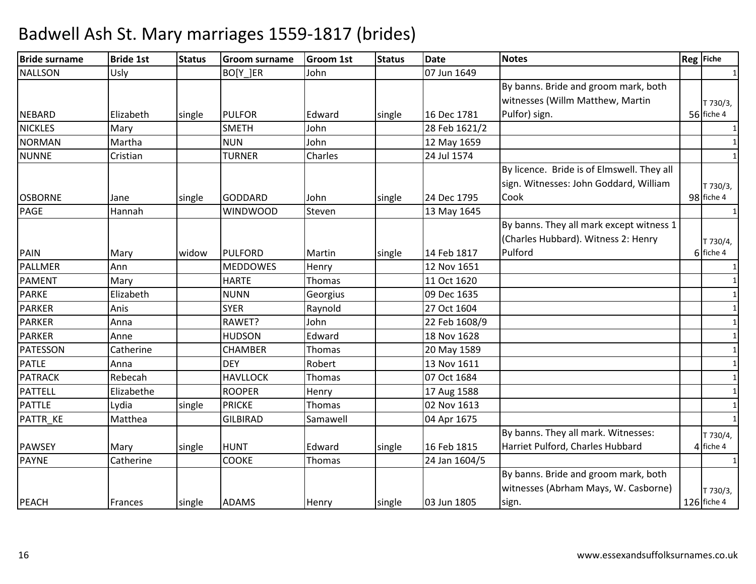# Badwell Ash St. Mary marriages 1559-1817 (brides)

| Bride surname | Bride 1st | Status | Groom surname | Groom 1st | Status | Date | Notes | Reg | Fiche |
|---|---|---|---|---|---|---|---|---|---|
| NALLSON | Usly | | BO[Y_]ER | John | | 07 Jun 1649 | | | 1 |
| NEBARD | Elizabeth | single | PULFOR | Edward | single | 16 Dec 1781 | By banns. Bride and groom mark, both witnesses (Willm Matthew, Martin Pulfor) sign. | 56 | T 730/3, fiche 4 |
| NICKLES | Mary | | SMETH | John | | 28 Feb 1621/2 | | | 1 |
| NORMAN | Martha | | NUN | John | | 12 May 1659 | | | 1 |
| NUNNE | Cristian | | TURNER | Charles | | 24 Jul 1574 | | | 1 |
| OSBORNE | Jane | single | GODDARD | John | single | 24 Dec 1795 | By licence. Bride is of Elmswell. They all sign. Witnesses: John Goddard, William Cook | 98 | T 730/3, fiche 4 |
| PAGE | Hannah | | WINDWOOD | Steven | | 13 May 1645 | | | 1 |
| PAIN | Mary | widow | PULFORD | Martin | single | 14 Feb 1817 | By banns. They all mark except witness 1 (Charles Hubbard). Witness 2: Henry Pulford | 6 | T 730/4, fiche 4 |
| PALLMER | Ann | | MEDDOWES | Henry | | 12 Nov 1651 | | | 1 |
| PAMENT | Mary | | HARTE | Thomas | | 11 Oct 1620 | | | 1 |
| PARKE | Elizabeth | | NUNN | Georgius | | 09 Dec 1635 | | | 1 |
| PARKER | Anis | | SYER | Raynold | | 27 Oct 1604 | | | 1 |
| PARKER | Anna | | RAWET? | John | | 22 Feb 1608/9 | | | 1 |
| PARKER | Anne | | HUDSON | Edward | | 18 Nov 1628 | | | 1 |
| PATESSON | Catherine | | CHAMBER | Thomas | | 20 May 1589 | | | 1 |
| PATLE | Anna | | DEY | Robert | | 13 Nov 1611 | | | 1 |
| PATRACK | Rebecah | | HAVLLOCK | Thomas | | 07 Oct 1684 | | | 1 |
| PATTELL | Elizabethe | | ROOPER | Henry | | 17 Aug 1588 | | | 1 |
| PATTLE | Lydia | single | PRICKE | Thomas | | 02 Nov 1613 | | | 1 |
| PATTR_KE | Matthea | | GILBIRAD | Samawell | | 04 Apr 1675 | | | 1 |
| PAWSEY | Mary | single | HUNT | Edward | single | 16 Feb 1815 | By banns. They all mark. Witnesses: Harriet Pulford, Charles Hubbard | 4 | T 730/4, fiche 4 |
| PAYNE | Catherine | | COOKE | Thomas | | 24 Jan 1604/5 | | | 1 |
| PEACH | Frances | single | ADAMS | Henry | single | 03 Jun 1805 | By banns. Bride and groom mark, both witnesses (Abrham Mays, W. Casborne) sign. | 126 | T 730/3, fiche 4 |

www.essexandsuffolksurnames.co.uk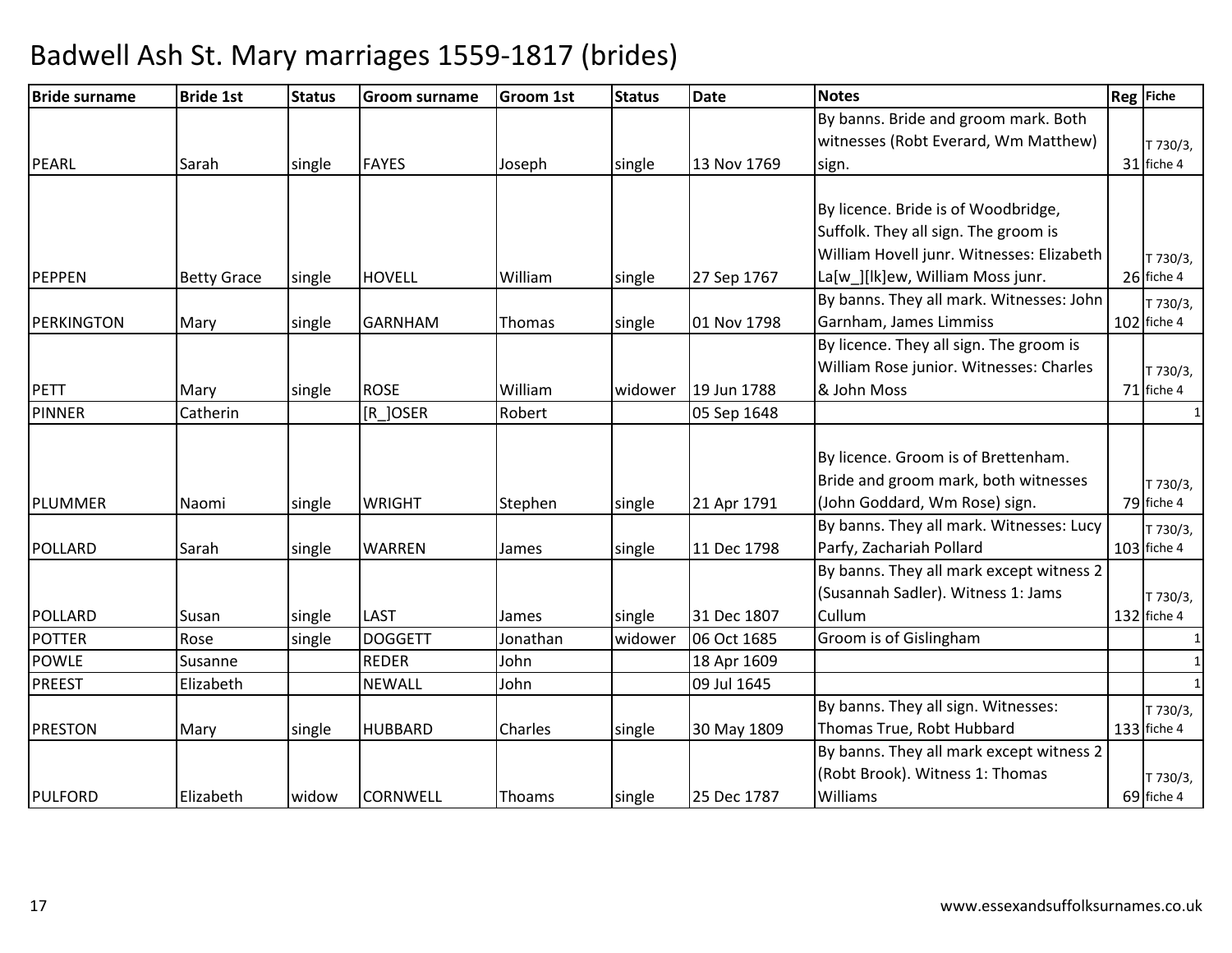# Badwell Ash St. Mary marriages 1559-1817 (brides)

| Bride surname | Bride 1st | Status | Groom surname | Groom 1st | Status | Date | Notes | Reg | Fiche |
|---|---|---|---|---|---|---|---|---|---|
| PEARL | Sarah | single | FAYES | Joseph | single | 13 Nov 1769 | By banns. Bride and groom mark. Both witnesses (Robt Everard, Wm Matthew) sign. | 31 | T 730/3, fiche 4 |
| PEPPEN | Betty Grace | single | HOVELL | William | single | 27 Sep 1767 | By licence. Bride is of Woodbridge, Suffolk. They all sign. The groom is William Hovell junr. Witnesses: Elizabeth La[w_][lk]ew, William Moss junr. | 26 | T 730/3, fiche 4 |
| PERKINGTON | Mary | single | GARNHAM | Thomas | single | 01 Nov 1798 | By banns. They all mark. Witnesses: John Garnham, James Limmiss | 102 | T 730/3, fiche 4 |
| PETT | Mary | single | ROSE | William | widower | 19 Jun 1788 | By licence. They all sign. The groom is William Rose junior. Witnesses: Charles & John Moss | 71 | T 730/3, fiche 4 |
| PINNER | Catherin | | [R_]OSER | Robert | | 05 Sep 1648 | | | 1 |
| PLUMMER | Naomi | single | WRIGHT | Stephen | single | 21 Apr 1791 | By licence. Groom is of Brettenham. Bride and groom mark, both witnesses (John Goddard, Wm Rose) sign. | 79 | T 730/3, fiche 4 |
| POLLARD | Sarah | single | WARREN | James | single | 11 Dec 1798 | By banns. They all mark. Witnesses: Lucy Parfy, Zachariah Pollard | 103 | T 730/3, fiche 4 |
| POLLARD | Susan | single | LAST | James | single | 31 Dec 1807 | By banns. They all mark except witness 2 (Susannah Sadler). Witness 1: Jams Cullum | 132 | T 730/3, fiche 4 |
| POTTER | Rose | single | DOGGETT | Jonathan | widower | 06 Oct 1685 | Groom is of Gislingham | | 1 |
| POWLE | Susanne | | REDER | John | | 18 Apr 1609 | | | 1 |
| PREEST | Elizabeth | | NEWALL | John | | 09 Jul 1645 | | | 1 |
| PRESTON | Mary | single | HUBBARD | Charles | single | 30 May 1809 | By banns. They all sign. Witnesses: Thomas True, Robt Hubbard | 133 | T 730/3, fiche 4 |
| PULFORD | Elizabeth | widow | CORNWELL | Thoams | single | 25 Dec 1787 | By banns. They all mark except witness 2 (Robt Brook). Witness 1: Thomas Williams | 69 | T 730/3, fiche 4 |

www.essexandsuffolksurnames.co.uk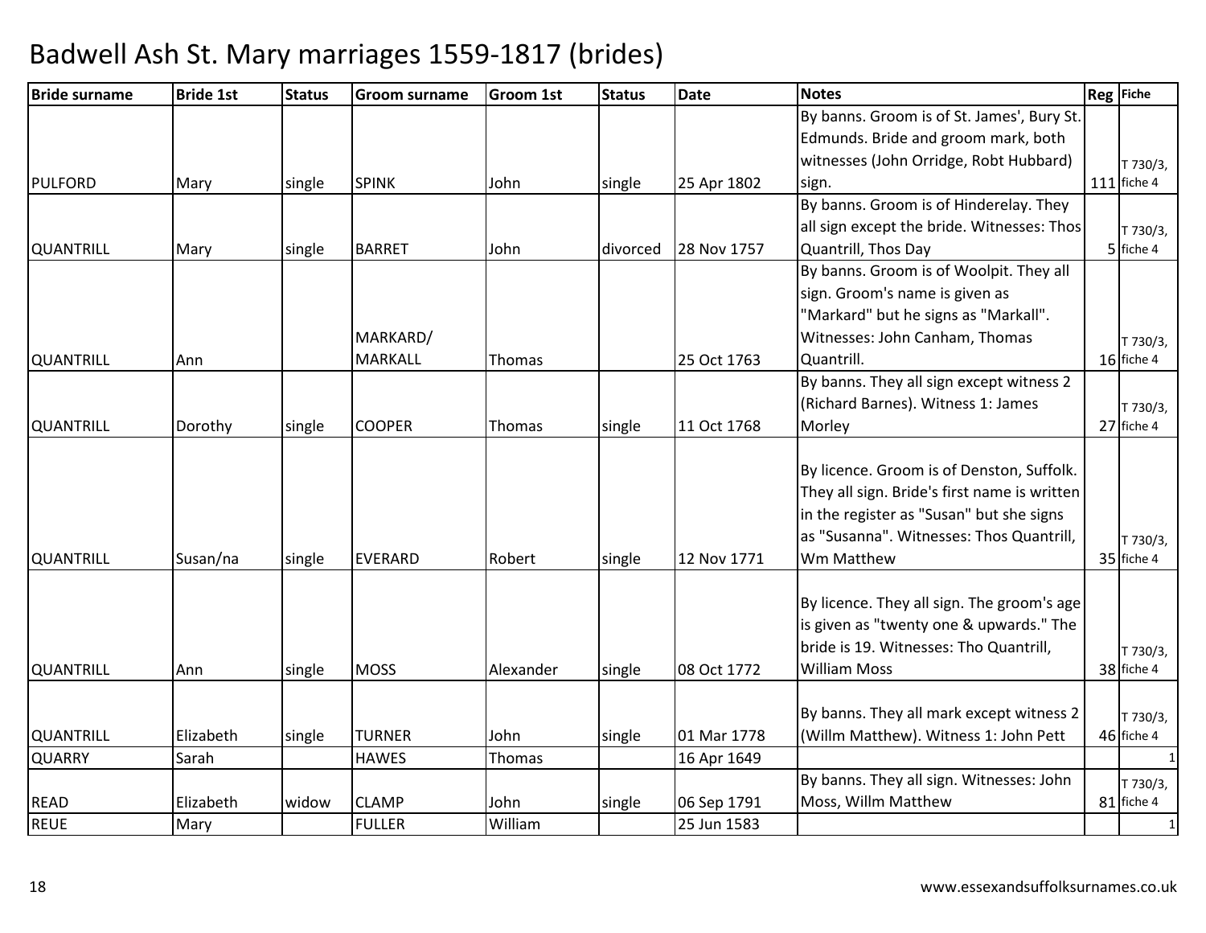# Badwell Ash St. Mary marriages 1559-1817 (brides)

| Bride surname | Bride 1st | Status | Groom surname | Groom 1st | Status | Date | Notes | Reg | Fiche |
|---|---|---|---|---|---|---|---|---|---|
| PULFORD | Mary | single | SPINK | John | single | 25 Apr 1802 | By banns. Groom is of St. James', Bury St. Edmunds. Bride and groom mark, both witnesses (John Orridge, Robt Hubbard) sign. | 111 | T 730/3, fiche 4 |
| QUANTRILL | Mary | single | BARRET | John | divorced | 28 Nov 1757 | By banns. Groom is of Hinderelay. They all sign except the bride. Witnesses: Thos Quantrill, Thos Day | 5 | T 730/3, fiche 4 |
| QUANTRILL | Ann | | MARKARD/ MARKALL | Thomas | | 25 Oct 1763 | By banns. Groom is of Woolpit. They all sign. Groom's name is given as "Markard" but he signs as "Markall". Witnesses: John Canham, Thomas Quantrill. | 16 | T 730/3, fiche 4 |
| QUANTRILL | Dorothy | single | COOPER | Thomas | single | 11 Oct 1768 | By banns. They all sign except witness 2 (Richard Barnes). Witness 1: James Morley | 27 | T 730/3, fiche 4 |
| QUANTRILL | Susan/na | single | EVERARD | Robert | single | 12 Nov 1771 | By licence. Groom is of Denston, Suffolk. They all sign. Bride's first name is written in the register as "Susan" but she signs as "Susanna". Witnesses: Thos Quantrill, Wm Matthew | 35 | T 730/3, fiche 4 |
| QUANTRILL | Ann | single | MOSS | Alexander | single | 08 Oct 1772 | By licence. They all sign. The groom's age is given as "twenty one & upwards." The bride is 19. Witnesses: Tho Quantrill, William Moss | 38 | T 730/3, fiche 4 |
| QUANTRILL | Elizabeth | single | TURNER | John | single | 01 Mar 1778 | By banns. They all mark except witness 2 (Willm Matthew). Witness 1: John Pett | 46 | T 730/3, fiche 4 |
| QUARRY | Sarah | | HAWES | Thomas | | 16 Apr 1649 | | | 1 |
| READ | Elizabeth | widow | CLAMP | John | single | 06 Sep 1791 | By banns. They all sign. Witnesses: John Moss, Willm Matthew | 81 | T 730/3, fiche 4 |
| REUE | Mary | | FULLER | William | | 25 Jun 1583 | | | 1 |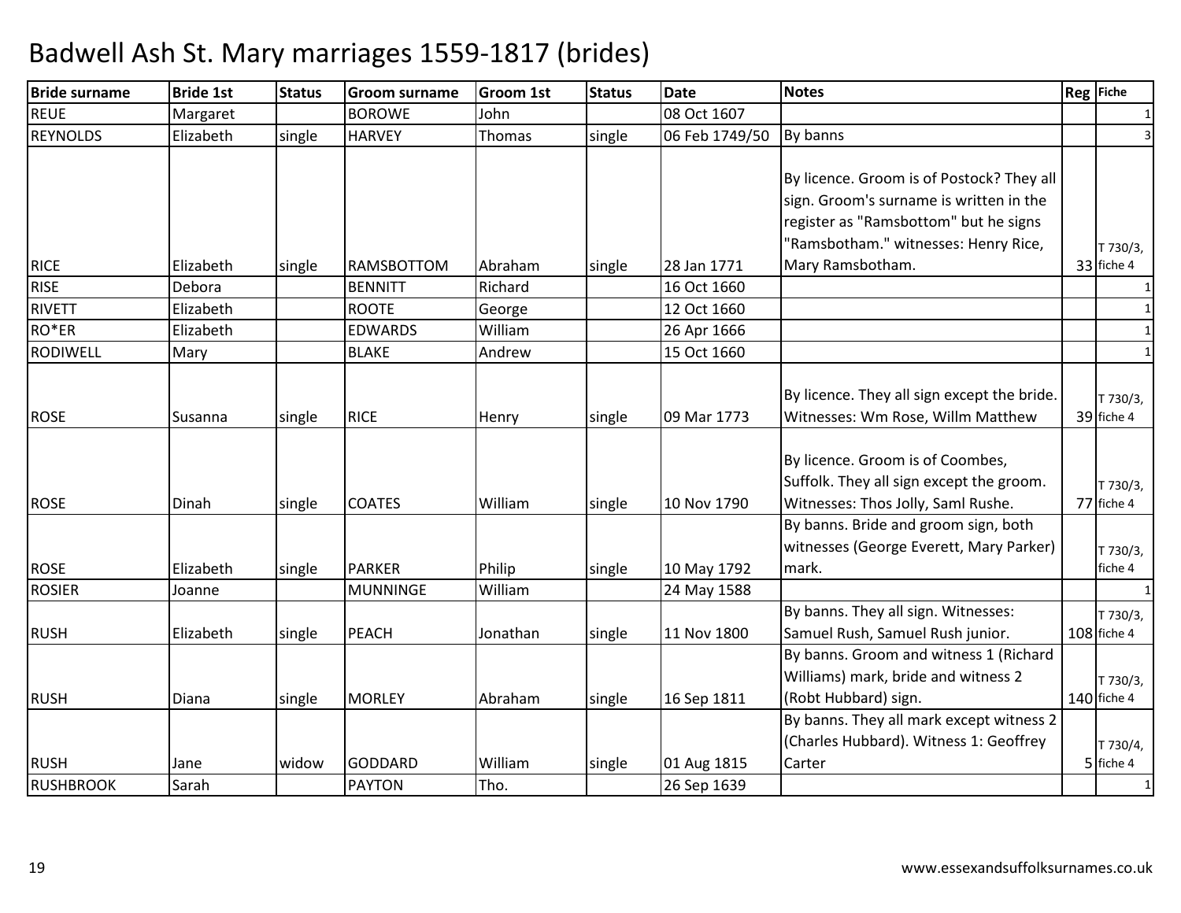# Badwell Ash St. Mary marriages 1559-1817 (brides)

| Bride surname | Bride 1st | Status | Groom surname | Groom 1st | Status | Date | Notes | Reg | Fiche |
|---|---|---|---|---|---|---|---|---|---|
| REUE | Margaret | | BOROWE | John | | 08 Oct 1607 | | | 1 |
| REYNOLDS | Elizabeth | single | HARVEY | Thomas | single | 06 Feb 1749/50 | By banns | | 3 |
| RICE | Elizabeth | single | RAMSBOTTOM | Abraham | single | 28 Jan 1771 | By licence. Groom is of Postock? They all sign. Groom's surname is written in the register as "Ramsbottom" but he signs "Ramsbotham." witnesses: Henry Rice, Mary Ramsbotham. | 33 | T 730/3, fiche 4 |
| RISE | Debora | | BENNITT | Richard | | 16 Oct 1660 | | | 1 |
| RIVETT | Elizabeth | | ROOTE | George | | 12 Oct 1660 | | | 1 |
| RO*ER | Elizabeth | | EDWARDS | William | | 26 Apr 1666 | | | 1 |
| RODIWELL | Mary | | BLAKE | Andrew | | 15 Oct 1660 | | | 1 |
| ROSE | Susanna | single | RICE | Henry | single | 09 Mar 1773 | By licence. They all sign except the bride. Witnesses: Wm Rose, Willm Matthew | 39 | T 730/3, fiche 4 |
| ROSE | Dinah | single | COATES | William | single | 10 Nov 1790 | By licence. Groom is of Coombes, Suffolk. They all sign except the groom. Witnesses: Thos Jolly, Saml Rushe. | 77 | T 730/3, fiche 4 |
| ROSE | Elizabeth | single | PARKER | Philip | single | 10 May 1792 | By banns. Bride and groom sign, both witnesses (George Everett, Mary Parker) mark. | | T 730/3, fiche 4 |
| ROSIER | Joanne | | MUNNINGE | William | | 24 May 1588 | | | 1 |
| RUSH | Elizabeth | single | PEACH | Jonathan | single | 11 Nov 1800 | By banns. They all sign. Witnesses: Samuel Rush, Samuel Rush junior. | 108 | T 730/3, fiche 4 |
| RUSH | Diana | single | MORLEY | Abraham | single | 16 Sep 1811 | By banns. Groom and witness 1 (Richard Williams) mark, bride and witness 2 (Robt Hubbard) sign. | 140 | T 730/3, fiche 4 |
| RUSH | Jane | widow | GODDARD | William | single | 01 Aug 1815 | By banns. They all mark except witness 2 (Charles Hubbard). Witness 1: Geoffrey Carter | 5 | T 730/4, fiche 4 |
| RUSHBROOK | Sarah | | PAYTON | Tho. | | 26 Sep 1639 | | | 1 |

www.essexandsuffolksurnames.co.uk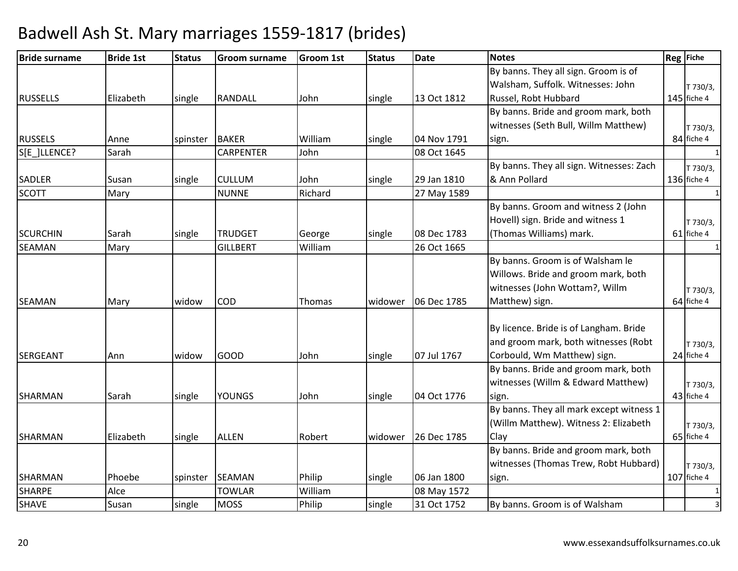# Badwell Ash St. Mary marriages 1559-1817 (brides)

| Bride surname | Bride 1st | Status | Groom surname | Groom 1st | Status | Date | Notes | Reg | Fiche |
|---|---|---|---|---|---|---|---|---|---|
| RUSSELLS | Elizabeth | single | RANDALL | John | single | 13 Oct 1812 | By banns. They all sign. Groom is of Walsham, Suffolk. Witnesses: John Russel, Robt Hubbard | 145 | T 730/3, fiche 4 |
| RUSSELS | Anne | spinster | BAKER | William | single | 04 Nov 1791 | By banns. Bride and groom mark, both witnesses (Seth Bull, Willm Matthew) sign. | 84 | T 730/3, fiche 4 |
| S[E_]LLENCE? | Sarah | | CARPENTER | John | | 08 Oct 1645 | | | 1 |
| SADLER | Susan | single | CULLUM | John | single | 29 Jan 1810 | By banns. They all sign. Witnesses: Zach & Ann Pollard | 136 | T 730/3, fiche 4 |
| SCOTT | Mary | | NUNNE | Richard | | 27 May 1589 | | | 1 |
| SCURCHIN | Sarah | single | TRUDGET | George | single | 08 Dec 1783 | By banns. Groom and witness 2 (John Hovell) sign. Bride and witness 1 (Thomas Williams) mark. | 61 | T 730/3, fiche 4 |
| SEAMAN | Mary | | GILLBERT | William | | 26 Oct 1665 | | | 1 |
| SEAMAN | Mary | widow | COD | Thomas | widower | 06 Dec 1785 | By banns. Groom is of Walsham le Willows. Bride and groom mark, both witnesses (John Wottam?, Willm Matthew) sign. | 64 | T 730/3, fiche 4 |
| SERGEANT | Ann | widow | GOOD | John | single | 07 Jul 1767 | By licence. Bride is of Langham. Bride and groom mark, both witnesses (Robt Corbould, Wm Matthew) sign. | 24 | T 730/3, fiche 4 |
| SHARMAN | Sarah | single | YOUNGS | John | single | 04 Oct 1776 | By banns. Bride and groom mark, both witnesses (Willm & Edward Matthew) sign. | 43 | T 730/3, fiche 4 |
| SHARMAN | Elizabeth | single | ALLEN | Robert | widower | 26 Dec 1785 | By banns. They all mark except witness 1 (Willm Matthew). Witness 2: Elizabeth Clay | 65 | T 730/3, fiche 4 |
| SHARMAN | Phoebe | spinster | SEAMAN | Philip | single | 06 Jan 1800 | By banns. Bride and groom mark, both witnesses (Thomas Trew, Robt Hubbard) sign. | 107 | T 730/3, fiche 4 |
| SHARPE | Alce | | TOWLAR | William | | 08 May 1572 | | | 1 |
| SHAVE | Susan | single | MOSS | Philip | single | 31 Oct 1752 | By banns. Groom is of Walsham | | 3 |

www.essexandsuffolksurnames.co.uk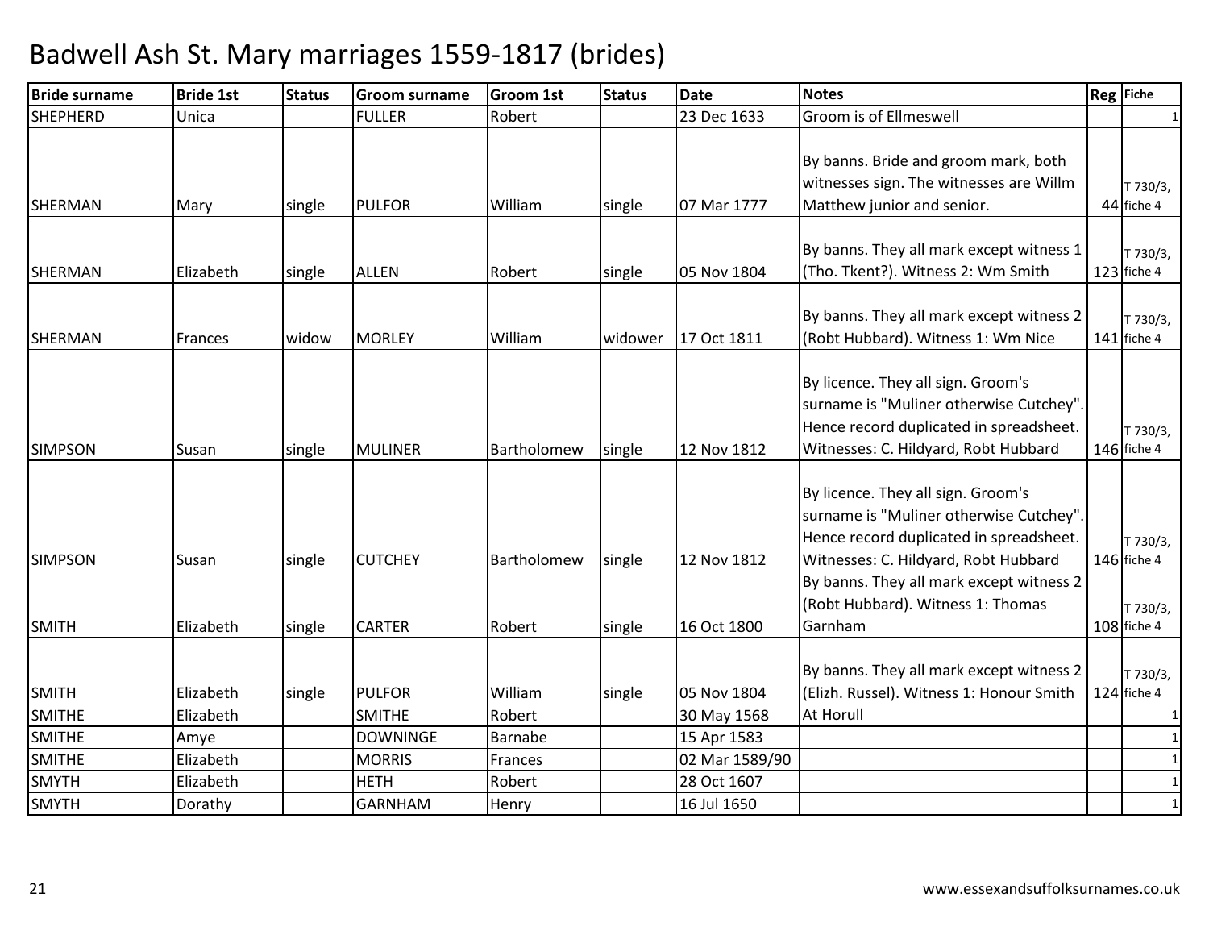# Badwell Ash St. Mary marriages 1559-1817 (brides)

| Bride surname | Bride 1st | Status | Groom surname | Groom 1st | Status | Date | Notes | Reg | Fiche |
|---|---|---|---|---|---|---|---|---|---|
| SHEPHERD | Unica | | FULLER | Robert | | 23 Dec 1633 | Groom is of Ellmeswell | | 1 |
| SHERMAN | Mary | single | PULFOR | William | single | 07 Mar 1777 | By banns. Bride and groom mark, both witnesses sign. The witnesses are Willm Matthew junior and senior. | 44 | T 730/3, fiche 4 |
| SHERMAN | Elizabeth | single | ALLEN | Robert | single | 05 Nov 1804 | By banns. They all mark except witness 1 (Tho. Tkent?). Witness 2: Wm Smith | 123 | T 730/3, fiche 4 |
| SHERMAN | Frances | widow | MORLEY | William | widower | 17 Oct 1811 | By banns. They all mark except witness 2 (Robt Hubbard). Witness 1: Wm Nice | 141 | T 730/3, fiche 4 |
| SIMPSON | Susan | single | MULINER | Bartholomew | single | 12 Nov 1812 | By licence. They all sign. Groom's surname is "Muliner otherwise Cutchey". Hence record duplicated in spreadsheet. Witnesses: C. Hildyard, Robt Hubbard | 146 | T 730/3, fiche 4 |
| SIMPSON | Susan | single | CUTCHEY | Bartholomew | single | 12 Nov 1812 | By licence. They all sign. Groom's surname is "Muliner otherwise Cutchey". Hence record duplicated in spreadsheet. Witnesses: C. Hildyard, Robt Hubbard | 146 | T 730/3, fiche 4 |
| SMITH | Elizabeth | single | CARTER | Robert | single | 16 Oct 1800 | By banns. They all mark except witness 2 (Robt Hubbard). Witness 1: Thomas Garnham | 108 | T 730/3, fiche 4 |
| SMITH | Elizabeth | single | PULFOR | William | single | 05 Nov 1804 | By banns. They all mark except witness 2 (Elizh. Russel). Witness 1: Honour Smith | 124 | T 730/3, fiche 4 |
| SMITHE | Elizabeth | | SMITHE | Robert | | 30 May 1568 | At Horull | | 1 |
| SMITHE | Amye | | DOWNINGE | Barnabe | | 15 Apr 1583 | | | 1 |
| SMITHE | Elizabeth | | MORRIS | Frances | | 02 Mar 1589/90 | | | 1 |
| SMYTH | Elizabeth | | HETH | Robert | | 28 Oct 1607 | | | 1 |
| SMYTH | Dorathy | | GARNHAM | Henry | | 16 Jul 1650 | | | 1 |

www.essexandsuffolksurnames.co.uk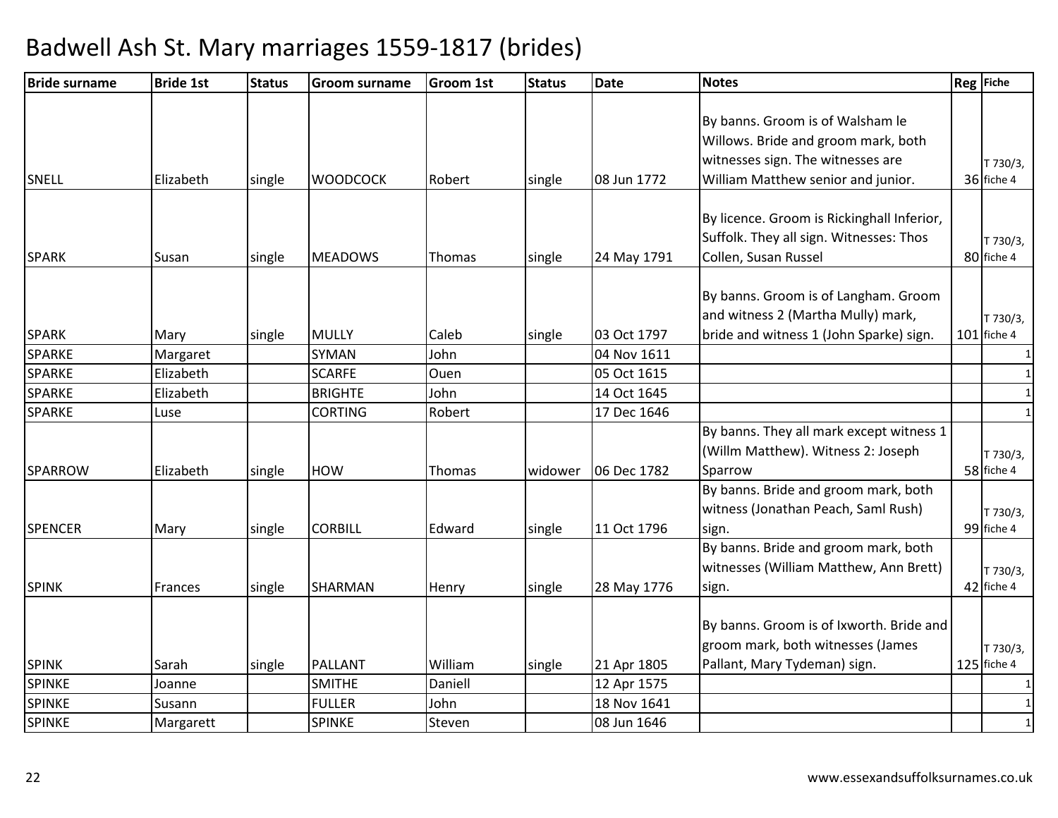# Badwell Ash St. Mary marriages 1559-1817 (brides)

| Bride surname | Bride 1st | Status | Groom surname | Groom 1st | Status | Date | Notes | Reg | Fiche |
|---|---|---|---|---|---|---|---|---|---|
| SNELL | Elizabeth | single | WOODCOCK | Robert | single | 08 Jun 1772 | By banns. Groom is of Walsham le Willows. Bride and groom mark, both witnesses sign. The witnesses are William Matthew senior and junior. | 36 | T 730/3, fiche 4 |
| SPARK | Susan | single | MEADOWS | Thomas | single | 24 May 1791 | By licence. Groom is Rickinghall Inferior, Suffolk. They all sign. Witnesses: Thos Collen, Susan Russel | 80 | T 730/3, fiche 4 |
| SPARK | Mary | single | MULLY | Caleb | single | 03 Oct 1797 | By banns. Groom is of Langham. Groom and witness 2 (Martha Mully) mark, bride and witness 1 (John Sparke) sign. | 101 | T 730/3, fiche 4 |
| SPARKE | Margaret | | SYMAN | John | | 04 Nov 1611 | | | 1 |
| SPARKE | Elizabeth | | SCARFE | Ouen | | 05 Oct 1615 | | | 1 |
| SPARKE | Elizabeth | | BRIGHTE | John | | 14 Oct 1645 | | | 1 |
| SPARKE | Luse | | CORTING | Robert | | 17 Dec 1646 | | | 1 |
| SPARROW | Elizabeth | single | HOW | Thomas | widower | 06 Dec 1782 | By banns. They all mark except witness 1 (Willm Matthew). Witness 2: Joseph Sparrow | 58 | T 730/3, fiche 4 |
| SPENCER | Mary | single | CORBILL | Edward | single | 11 Oct 1796 | By banns. Bride and groom mark, both witness (Jonathan Peach, Saml Rush) sign. | 99 | T 730/3, fiche 4 |
| SPINK | Frances | single | SHARMAN | Henry | single | 28 May 1776 | By banns. Bride and groom mark, both witnesses (William Matthew, Ann Brett) sign. | 42 | T 730/3, fiche 4 |
| SPINK | Sarah | single | PALLANT | William | single | 21 Apr 1805 | By banns. Groom is of Ixworth. Bride and groom mark, both witnesses (James Pallant, Mary Tydeman) sign. | 125 | T 730/3, fiche 4 |
| SPINKE | Joanne | | SMITHE | Daniell | | 12 Apr 1575 | | | 1 |
| SPINKE | Susann | | FULLER | John | | 18 Nov 1641 | | | 1 |
| SPINKE | Margarett | | SPINKE | Steven | | 08 Jun 1646 | | | 1 |

www.essexandsuffolksurnames.co.uk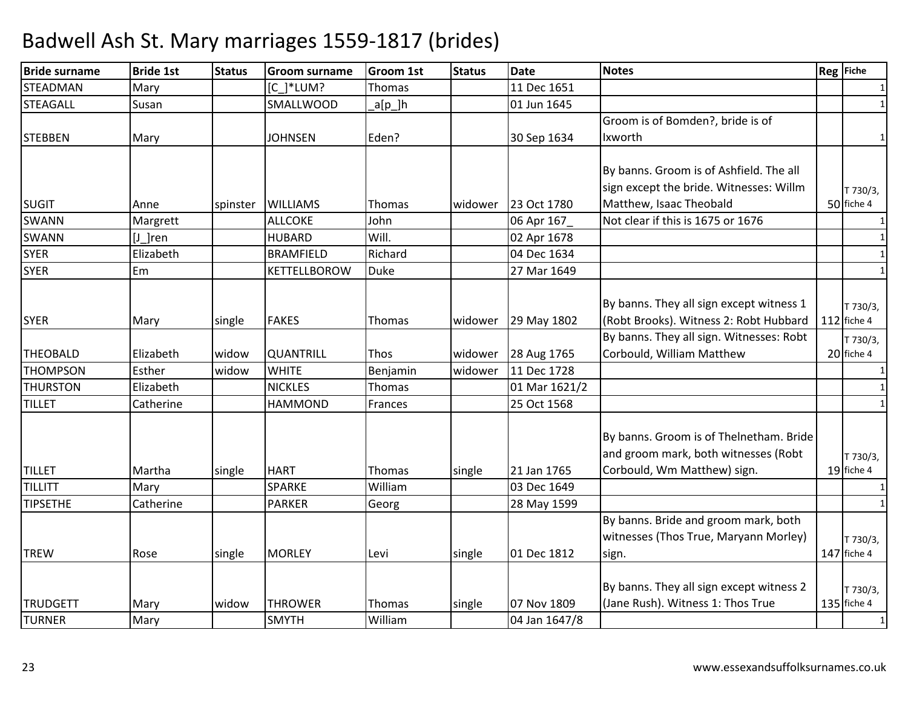# Badwell Ash St. Mary marriages 1559-1817 (brides)

| Bride surname | Bride 1st | Status | Groom surname | Groom 1st | Status | Date | Notes | Reg | Fiche |
|---|---|---|---|---|---|---|---|---|---|
| STEADMAN | Mary | | [C_]*LUM? | Thomas | | 11 Dec 1651 | | | 1 |
| STEAGALL | Susan | | SMALLWOOD | _a[p_]h | | 01 Jun 1645 | | | 1 |
| STEBBEN | Mary | | JOHNSEN | Eden? | | 30 Sep 1634 | Groom is of Bomden?, bride is of Ixworth | | 1 |
| SUGIT | Anne | spinster | WILLIAMS | Thomas | widower | 23 Oct 1780 | By banns. Groom is of Ashfield. The all sign except the bride. Witnesses: Willm Matthew, Isaac Theobald | 50 | T 730/3, fiche 4 |
| SWANN | Margrett | | ALLCOKE | John | | 06 Apr 167_ | Not clear if this is 1675 or 1676 | | 1 |
| SWANN | [J_]ren | | HUBARD | Will. | | 02 Apr 1678 | | | 1 |
| SYER | Elizabeth | | BRAMFIELD | Richard | | 04 Dec 1634 | | | 1 |
| SYER | Em | | KETTELLBOROW | Duke | | 27 Mar 1649 | | | 1 |
| SYER | Mary | single | FAKES | Thomas | widower | 29 May 1802 | By banns. They all sign except witness 1 (Robt Brooks). Witness 2: Robt Hubbard | 112 | T 730/3, fiche 4 |
| THEOBALD | Elizabeth | widow | QUANTRILL | Thos | widower | 28 Aug 1765 | By banns. They all sign. Witnesses: Robt Corbould, William Matthew | 20 | T 730/3, fiche 4 |
| THOMPSON | Esther | widow | WHITE | Benjamin | widower | 11 Dec 1728 | | | 1 |
| THURSTON | Elizabeth | | NICKLES | Thomas | | 01 Mar 1621/2 | | | 1 |
| TILLET | Catherine | | HAMMOND | Frances | | 25 Oct 1568 | | | 1 |
| TILLET | Martha | single | HART | Thomas | single | 21 Jan 1765 | By banns. Groom is of Thelnetham. Bride and groom mark, both witnesses (Robt Corbould, Wm Matthew) sign. | 19 | T 730/3, fiche 4 |
| TILLITT | Mary | | SPARKE | William | | 03 Dec 1649 | | | 1 |
| TIPSETHE | Catherine | | PARKER | Georg | | 28 May 1599 | | | 1 |
| TREW | Rose | single | MORLEY | Levi | single | 01 Dec 1812 | By banns. Bride and groom mark, both witnesses (Thos True, Maryann Morley) sign. | 147 | T 730/3, fiche 4 |
| TRUDGETT | Mary | widow | THROWER | Thomas | single | 07 Nov 1809 | By banns. They all sign except witness 2 (Jane Rush). Witness 1: Thos True | 135 | T 730/3, fiche 4 |
| TURNER | Mary | | SMYTH | William | | 04 Jan 1647/8 | | | 1 |

www.essexandsuffolksurnames.co.uk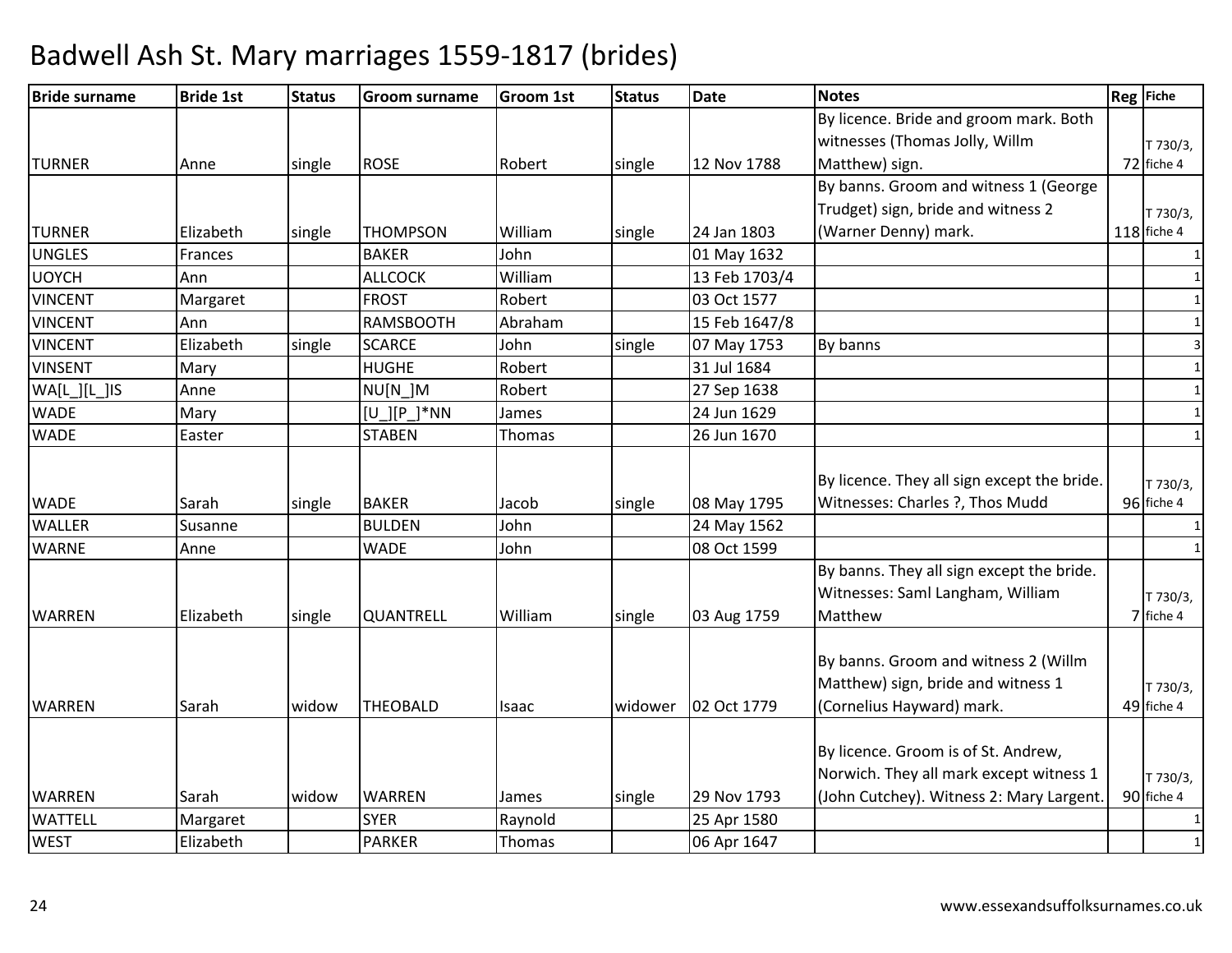# Badwell Ash St. Mary marriages 1559-1817 (brides)

| Bride surname | Bride 1st | Status | Groom surname | Groom 1st | Status | Date | Notes | Reg | Fiche |
|---|---|---|---|---|---|---|---|---|---|
| TURNER | Anne | single | ROSE | Robert | single | 12 Nov 1788 | By licence. Bride and groom mark. Both witnesses (Thomas Jolly, Willm Matthew) sign. | 72 | T 730/3, fiche 4 |
| TURNER | Elizabeth | single | THOMPSON | William | single | 24 Jan 1803 | By banns. Groom and witness 1 (George Trudget) sign, bride and witness 2 (Warner Denny) mark. | 118 | T 730/3, fiche 4 |
| UNGLES | Frances | | BAKER | John | | 01 May 1632 | | | 1 |
| UOYCH | Ann | | ALLCOCK | William | | 13 Feb 1703/4 | | | 1 |
| VINCENT | Margaret | | FROST | Robert | | 03 Oct 1577 | | | 1 |
| VINCENT | Ann | | RAMSBOOTH | Abraham | | 15 Feb 1647/8 | | | 1 |
| VINCENT | Elizabeth | single | SCARCE | John | single | 07 May 1753 | By banns | | 3 |
| VINSENT | Mary | | HUGHE | Robert | | 31 Jul 1684 | | | 1 |
| WA[L_][L_]IS | Anne | | NU[N_]M | Robert | | 27 Sep 1638 | | | 1 |
| WADE | Mary | | [U_][P_]*NN | James | | 24 Jun 1629 | | | 1 |
| WADE | Easter | | STABEN | Thomas | | 26 Jun 1670 | | | 1 |
| WADE | Sarah | single | BAKER | Jacob | single | 08 May 1795 | By licence. They all sign except the bride. Witnesses: Charles ?, Thos Mudd | 96 | T 730/3, fiche 4 |
| WALLER | Susanne | | BULDEN | John | | 24 May 1562 | | | 1 |
| WARNE | Anne | | WADE | John | | 08 Oct 1599 | | | 1 |
| WARREN | Elizabeth | single | QUANTRELL | William | single | 03 Aug 1759 | By banns. They all sign except the bride. Witnesses: Saml Langham, William Matthew | 7 | T 730/3, fiche 4 |
| WARREN | Sarah | widow | THEOBALD | Isaac | widower | 02 Oct 1779 | By banns. Groom and witness 2 (Willm Matthew) sign, bride and witness 1 (Cornelius Hayward) mark. | 49 | T 730/3, fiche 4 |
| WARREN | Sarah | widow | WARREN | James | single | 29 Nov 1793 | By licence. Groom is of St. Andrew, Norwich. They all mark except witness 1 (John Cutchey). Witness 2: Mary Largent. | 90 | T 730/3, fiche 4 |
| WATTELL | Margaret | | SYER | Raynold | | 25 Apr 1580 | | | 1 |
| WEST | Elizabeth | | PARKER | Thomas | | 06 Apr 1647 | | | 1 |

www.essexandsuffolksurnames.co.uk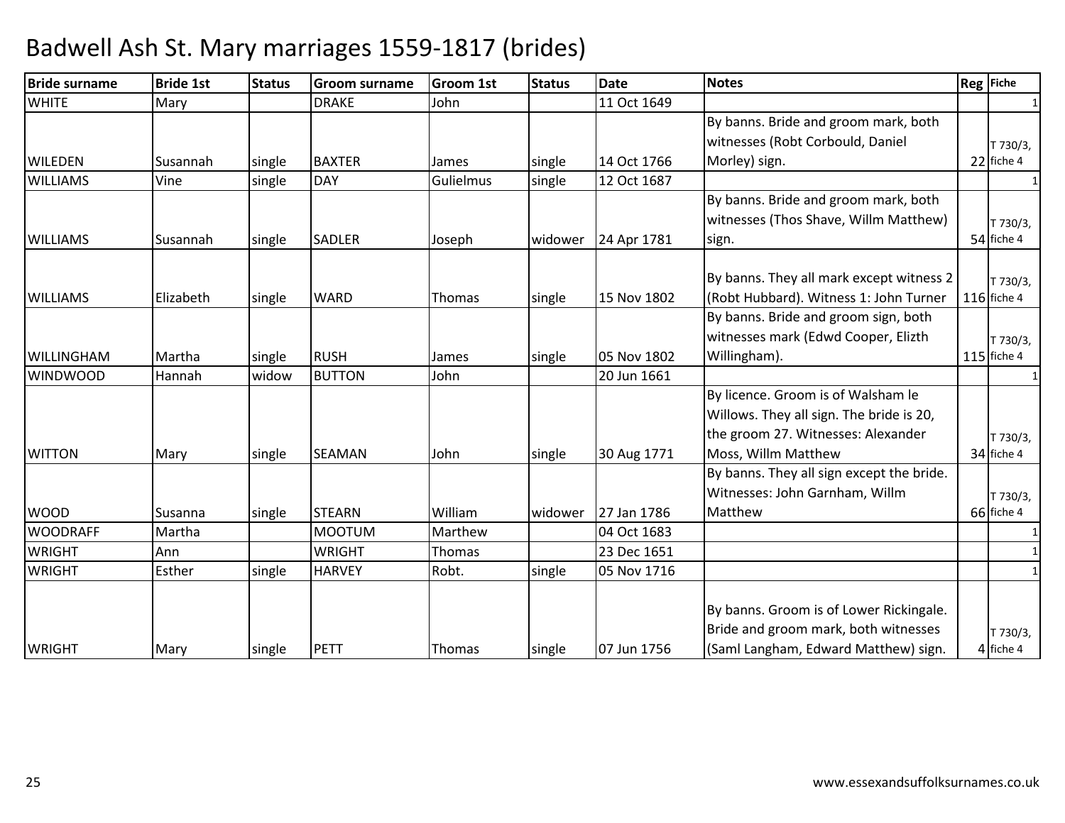# Badwell Ash St. Mary marriages 1559-1817 (brides)

| Bride surname | Bride 1st | Status | Groom surname | Groom 1st | Status | Date | Notes | Reg | Fiche |
|---|---|---|---|---|---|---|---|---|---|
| WHITE | Mary | | DRAKE | John | | 11 Oct 1649 | | | 1 |
| WILEDEN | Susannah | single | BAXTER | James | single | 14 Oct 1766 | By banns. Bride and groom mark, both witnesses (Robt Corbould, Daniel Morley) sign. | 22 | T 730/3, fiche 4 |
| WILLIAMS | Vine | single | DAY | Gulielmus | single | 12 Oct 1687 | | | 1 |
| WILLIAMS | Susannah | single | SADLER | Joseph | widower | 24 Apr 1781 | By banns. Bride and groom mark, both witnesses (Thos Shave, Willm Matthew) sign. | 54 | T 730/3, fiche 4 |
| WILLIAMS | Elizabeth | single | WARD | Thomas | single | 15 Nov 1802 | By banns. They all mark except witness 2 (Robt Hubbard). Witness 1: John Turner | 116 | T 730/3, fiche 4 |
| WILLINGHAM | Martha | single | RUSH | James | single | 05 Nov 1802 | By banns. Bride and groom sign, both witnesses mark (Edwd Cooper, Elizth Willingham). | 115 | T 730/3, fiche 4 |
| WINDWOOD | Hannah | widow | BUTTON | John | | 20 Jun 1661 | | | 1 |
| WITTON | Mary | single | SEAMAN | John | single | 30 Aug 1771 | By licence. Groom is of Walsham le Willows. They all sign. The bride is 20, the groom 27. Witnesses: Alexander Moss, Willm Matthew | 34 | T 730/3, fiche 4 |
| WOOD | Susanna | single | STEARN | William | widower | 27 Jan 1786 | By banns. They all sign except the bride. Witnesses: John Garnham, Willm Matthew | 66 | T 730/3, fiche 4 |
| WOODRAFF | Martha | | MOOTUM | Marthew | | 04 Oct 1683 | | | 1 |
| WRIGHT | Ann | | WRIGHT | Thomas | | 23 Dec 1651 | | | 1 |
| WRIGHT | Esther | single | HARVEY | Robt. | single | 05 Nov 1716 | | | 1 |
| WRIGHT | Mary | single | PETT | Thomas | single | 07 Jun 1756 | By banns. Groom is of Lower Rickingale. Bride and groom mark, both witnesses (Saml Langham, Edward Matthew) sign. | 4 | T 730/3, fiche 4 |

www.essexandsuffolksurnames.co.uk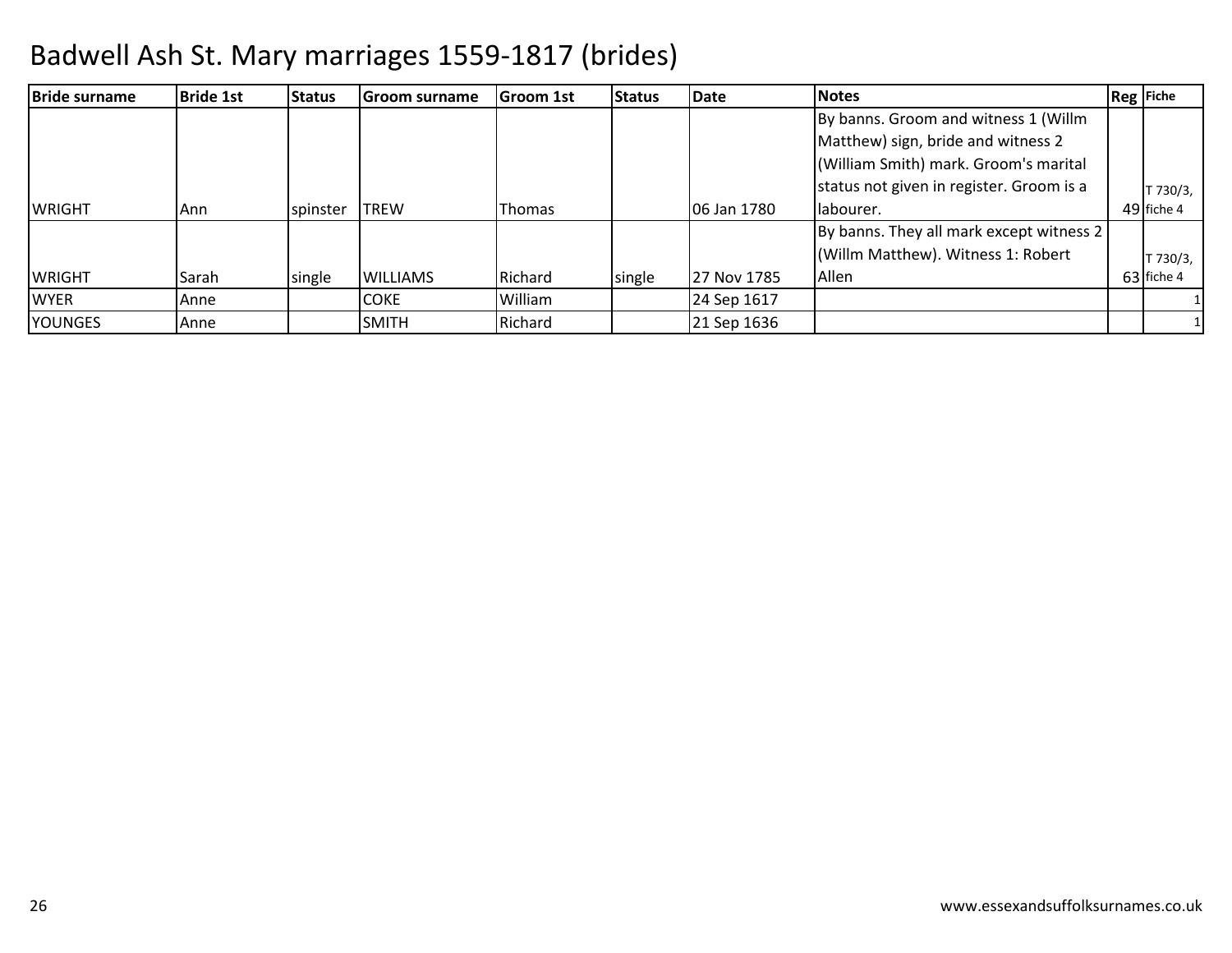# Badwell Ash St. Mary marriages 1559-1817 (brides)

| Bride surname | Bride 1st | Status | Groom surname | Groom 1st | Status | Date | Notes | Reg | Fiche |
|---|---|---|---|---|---|---|---|---|---|
| WRIGHT | Ann | spinster | TREW | Thomas | | 06 Jan 1780 | By banns. Groom and witness 1 (Willm Matthew) sign, bride and witness 2 (William Smith) mark. Groom's marital status not given in register. Groom is a labourer. | 49 | T 730/3, fiche 4 |
| WRIGHT | Sarah | single | WILLIAMS | Richard | single | 27 Nov 1785 | By banns. They all mark except witness 2 (Willm Matthew). Witness 1: Robert Allen | 63 | T 730/3, fiche 4 |
| WYER | Anne | | COKE | William | | 24 Sep 1617 | | | 1 |
| YOUNGES | Anne | | SMITH | Richard | | 21 Sep 1636 | | | 1 |

www.essexandsuffolksurnames.co.uk